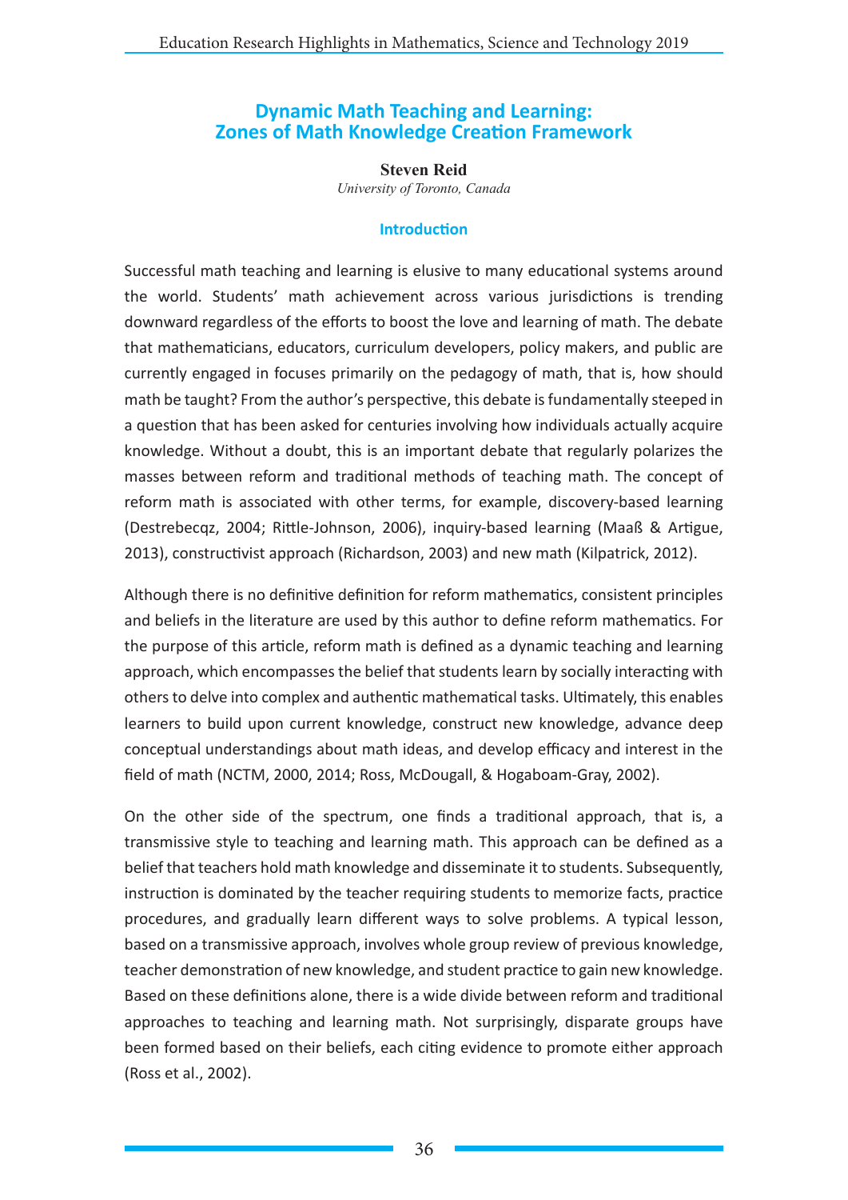# Dynamic Math Teaching and Learning: Zones of Math Knowledge Creation Framework

**Steven Reid**

*University of Toronto, Canada*

## Introduction

Successful math teaching and learning is elusive to many educational systems around the world. Students' math achievement across various jurisdictions is trending downward regardless of the efforts to boost the love and learning of math. The debate that mathematicians, educators, curriculum developers, policy makers, and public are currently engaged in focuses primarily on the pedagogy of math, that is, how should math be taught? From the author's perspective, this debate is fundamentally steeped in a question that has been asked for centuries involving how individuals actually acquire knowledge. Without a doubt, this is an important debate that regularly polarizes the masses between reform and traditional methods of teaching math. The concept of reform math is associated with other terms, for example, discovery-based learning (Destrebecqz, 2004; Rittle-Johnson, 2006), inquiry-based learning (Maaß & Artigue, 2013), constructivist approach (Richardson, 2003) and new math (Kilpatrick, 2012).

Although there is no definitive definition for reform mathematics, consistent principles and beliefs in the literature are used by this author to define reform mathematics. For the purpose of this article, reform math is defined as a dynamic teaching and learning approach, which encompasses the belief that students learn by socially interacting with others to delve into complex and authentic mathematical tasks. Ultimately, this enables learners to build upon current knowledge, construct new knowledge, advance deep conceptual understandings about math ideas, and develop efficacy and interest in the field of math (NCTM, 2000, 2014; Ross, McDougall, & Hogaboam-Gray, 2002).

On the other side of the spectrum, one finds a traditional approach, that is, a transmissive style to teaching and learning math. This approach can be defined as a belief that teachers hold math knowledge and disseminate it to students. Subsequently, instruction is dominated by the teacher requiring students to memorize facts, practice procedures, and gradually learn different ways to solve problems. A typical lesson, based on a transmissive approach, involves whole group review of previous knowledge, teacher demonstration of new knowledge, and student practice to gain new knowledge. Based on these definitions alone, there is a wide divide between reform and traditional approaches to teaching and learning math. Not surprisingly, disparate groups have been formed based on their beliefs, each citing evidence to promote either approach (Ross et al., 2002).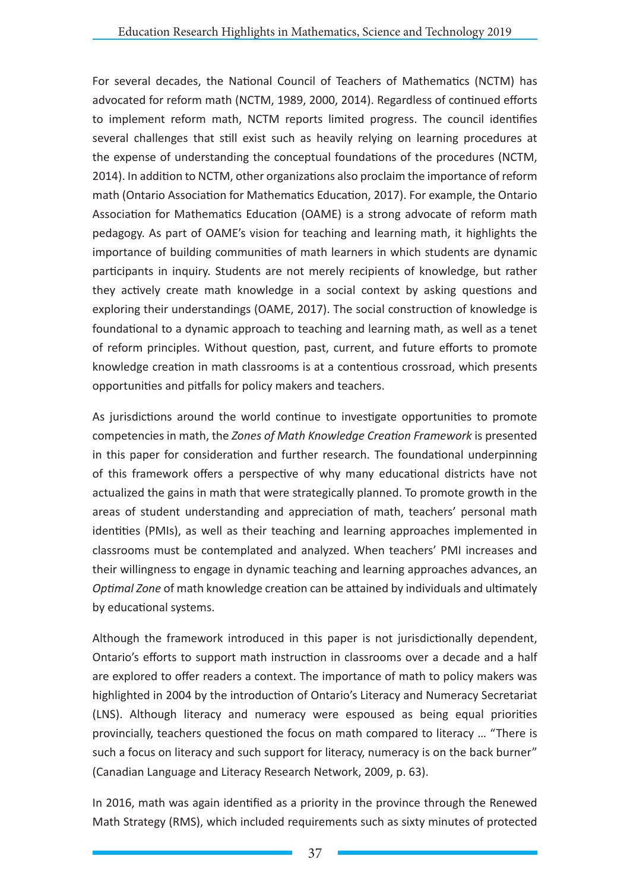For several decades, the National Council of Teachers of Mathematics (NCTM) has advocated for reform math (NCTM, 1989, 2000, 2014). Regardless of continued efforts to implement reform math, NCTM reports limited progress. The council identifies several challenges that still exist such as heavily relying on learning procedures at the expense of understanding the conceptual foundations of the procedures (NCTM, 2014). In addition to NCTM, other organizations also proclaim the importance of reform math (Ontario Association for Mathematics Education, 2017). For example, the Ontario Association for Mathematics Education (OAME) is a strong advocate of reform math pedagogy. As part of OAME's vision for teaching and learning math, it highlights the importance of building communities of math learners in which students are dynamic participants in inquiry. Students are not merely recipients of knowledge, but rather they actively create math knowledge in a social context by asking questions and exploring their understandings (OAME, 2017). The social construction of knowledge is foundational to a dynamic approach to teaching and learning math, as well as a tenet of reform principles. Without question, past, current, and future efforts to promote knowledge creation in math classrooms is at a contentious crossroad, which presents opportunities and pitfalls for policy makers and teachers.

As jurisdictions around the world continue to investigate opportunities to promote competencies in math, the *Zones of Math Knowledge Creation Framework* is presented in this paper for consideration and further research. The foundational underpinning of this framework offers a perspective of why many educational districts have not actualized the gains in math that were strategically planned. To promote growth in the areas of student understanding and appreciation of math, teachers' personal math identities (PMIs), as well as their teaching and learning approaches implemented in classrooms must be contemplated and analyzed. When teachers' PMI increases and their willingness to engage in dynamic teaching and learning approaches advances, an *Optimal Zone* of math knowledge creation can be attained by individuals and ultimately by educational systems.

Although the framework introduced in this paper is not jurisdictionally dependent, Ontario's efforts to support math instruction in classrooms over a decade and a half are explored to offer readers a context. The importance of math to policy makers was highlighted in 2004 by the introduction of Ontario's Literacy and Numeracy Secretariat (LNS). Although literacy and numeracy were espoused as being equal priorities provincially, teachers questioned the focus on math compared to literacy … "There is such a focus on literacy and such support for literacy, numeracy is on the back burner" (Canadian Language and Literacy Research Network, 2009, p. 63).

In 2016, math was again identified as a priority in the province through the Renewed Math Strategy (RMS), which included requirements such as sixty minutes of protected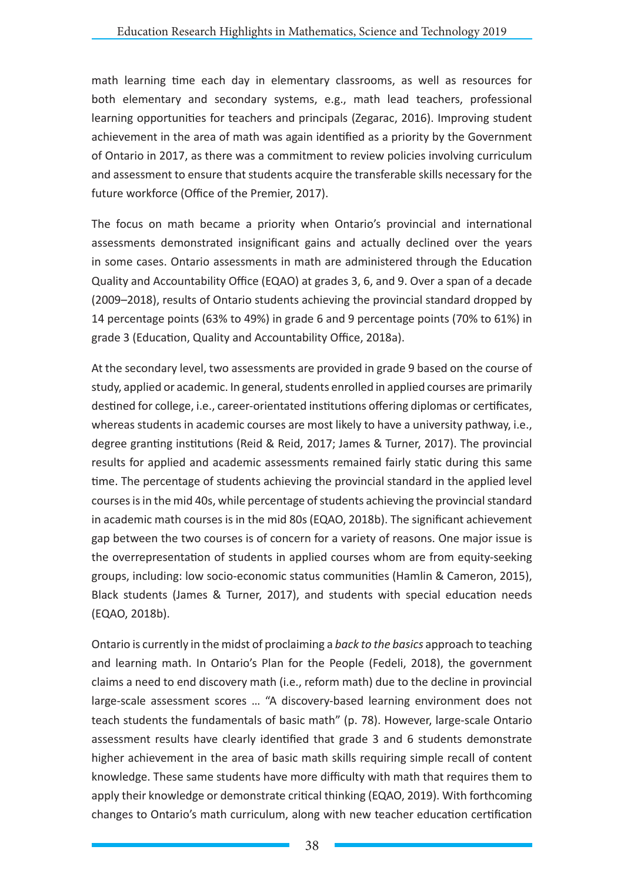math learning time each day in elementary classrooms, as well as resources for both elementary and secondary systems, e.g., math lead teachers, professional learning opportunities for teachers and principals (Zegarac, 2016). Improving student achievement in the area of math was again identified as a priority by the Government of Ontario in 2017, as there was a commitment to review policies involving curriculum and assessment to ensure that students acquire the transferable skills necessary for the future workforce (Office of the Premier, 2017).

The focus on math became a priority when Ontario's provincial and international assessments demonstrated insignificant gains and actually declined over the years in some cases. Ontario assessments in math are administered through the Education Quality and Accountability Office (EQAO) at grades 3, 6, and 9. Over a span of a decade (2009–2018), results of Ontario students achieving the provincial standard dropped by 14 percentage points (63% to 49%) in grade 6 and 9 percentage points (70% to 61%) in grade 3 (Education, Quality and Accountability Office, 2018a).

At the secondary level, two assessments are provided in grade 9 based on the course of study, applied or academic. In general, students enrolled in applied courses are primarily destined for college, i.e., career-orientated institutions offering diplomas or certificates, whereas students in academic courses are most likely to have a university pathway, i.e., degree granting institutions (Reid & Reid, 2017; James & Turner, 2017). The provincial results for applied and academic assessments remained fairly static during this same time. The percentage of students achieving the provincial standard in the applied level courses is in the mid 40s, while percentage of students achieving the provincial standard in academic math courses is in the mid 80s (EQAO, 2018b). The significant achievement gap between the two courses is of concern for a variety of reasons. One major issue is the overrepresentation of students in applied courses whom are from equity-seeking groups, including: low socio-economic status communities (Hamlin & Cameron, 2015), Black students (James & Turner, 2017), and students with special education needs (EQAO, 2018b).

Ontario is currently in the midst of proclaiming a *back to the basics* approach to teaching and learning math. In Ontario's Plan for the People (Fedeli, 2018), the government claims a need to end discovery math (i.e., reform math) due to the decline in provincial large-scale assessment scores … "A discovery-based learning environment does not teach students the fundamentals of basic math" (p. 78). However, large-scale Ontario assessment results have clearly identified that grade 3 and 6 students demonstrate higher achievement in the area of basic math skills requiring simple recall of content knowledge. These same students have more difficulty with math that requires them to apply their knowledge or demonstrate critical thinking (EQAO, 2019). With forthcoming changes to Ontario's math curriculum, along with new teacher education certification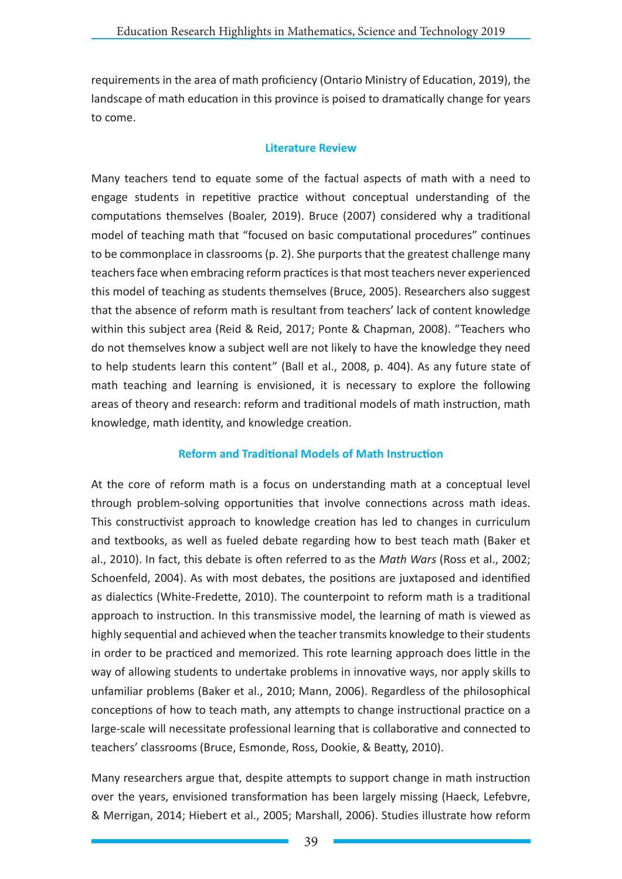requirements in the area of math proficiency (Ontario Ministry of Education, 2019), the landscape of math education in this province is poised to dramatically change for years to come.

## Literature Review

Many teachers tend to equate some of the factual aspects of math with a need to engage students in repetitive practice without conceptual understanding of the computations themselves (Boaler, 2019). Bruce (2007) considered why a traditional model of teaching math that "focused on basic computational procedures" continues to be commonplace in classrooms (p. 2). She purports that the greatest challenge many teachers face when embracing reform practices is that most teachers never experienced this model of teaching as students themselves (Bruce, 2005). Researchers also suggest that the absence of reform math is resultant from teachers' lack of content knowledge within this subject area (Reid & Reid, 2017; Ponte & Chapman, 2008). "Teachers who do not themselves know a subject well are not likely to have the knowledge they need to help students learn this content" (Ball et al., 2008, p. 404). As any future state of math teaching and learning is envisioned, it is necessary to explore the following areas of theory and research: reform and traditional models of math instruction, math knowledge, math identity, and knowledge creation.

### Reform and Traditional Models of Math Instruction

At the core of reform math is a focus on understanding math at a conceptual level through problem-solving opportunities that involve connections across math ideas. This constructivist approach to knowledge creation has led to changes in curriculum and textbooks, as well as fueled debate regarding how to best teach math (Baker et al., 2010). In fact, this debate is often referred to as the *Math Wars* (Ross et al., 2002; Schoenfeld, 2004). As with most debates, the positions are juxtaposed and identified as dialectics (White-Fredette, 2010). The counterpoint to reform math is a traditional approach to instruction. In this transmissive model, the learning of math is viewed as highly sequential and achieved when the teacher transmits knowledge to their students in order to be practiced and memorized. This rote learning approach does little in the way of allowing students to undertake problems in innovative ways, nor apply skills to unfamiliar problems (Baker et al., 2010; Mann, 2006). Regardless of the philosophical conceptions of how to teach math, any attempts to change instructional practice on a large-scale will necessitate professional learning that is collaborative and connected to teachers' classrooms (Bruce, Esmonde, Ross, Dookie, & Beatty, 2010).

Many researchers argue that, despite attempts to support change in math instruction over the years, envisioned transformation has been largely missing (Haeck, Lefebvre, & Merrigan, 2014; Hiebert et al., 2005; Marshall, 2006). Studies illustrate how reform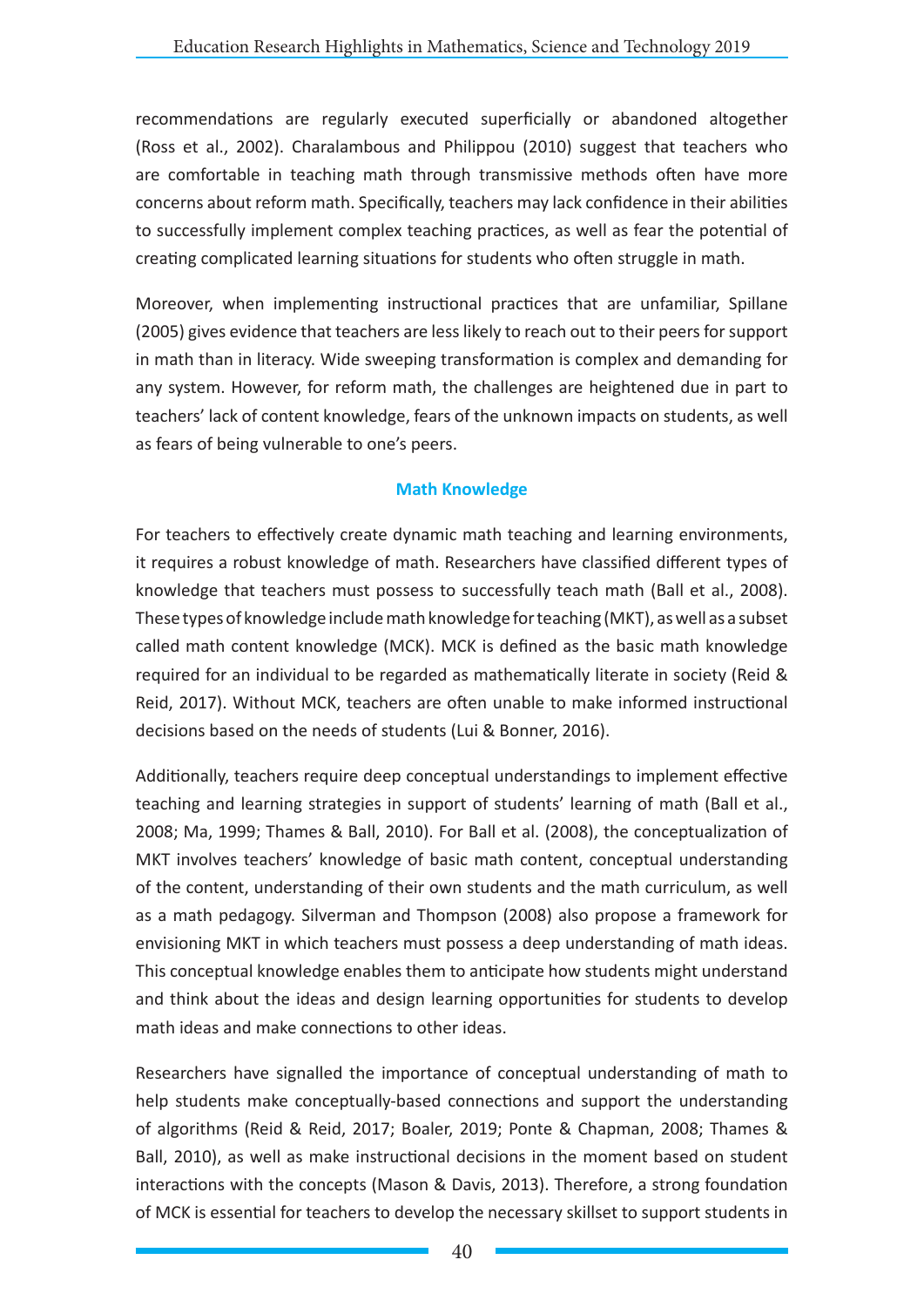recommendations are regularly executed superficially or abandoned altogether (Ross et al., 2002). Charalambous and Philippou (2010) suggest that teachers who are comfortable in teaching math through transmissive methods often have more concerns about reform math. Specifically, teachers may lack confidence in their abilities to successfully implement complex teaching practices, as well as fear the potential of creating complicated learning situations for students who often struggle in math.

Moreover, when implementing instructional practices that are unfamiliar, Spillane (2005) gives evidence that teachers are less likely to reach out to their peers for support in math than in literacy. Wide sweeping transformation is complex and demanding for any system. However, for reform math, the challenges are heightened due in part to teachers' lack of content knowledge, fears of the unknown impacts on students, as well as fears of being vulnerable to one's peers.

## Math Knowledge

For teachers to effectively create dynamic math teaching and learning environments, it requires a robust knowledge of math. Researchers have classified different types of knowledge that teachers must possess to successfully teach math (Ball et al., 2008). These types of knowledge include math knowledge for teaching (MKT), as well as a subset called math content knowledge (MCK). MCK is defined as the basic math knowledge required for an individual to be regarded as mathematically literate in society (Reid & Reid, 2017). Without MCK, teachers are often unable to make informed instructional decisions based on the needs of students (Lui & Bonner, 2016).

Additionally, teachers require deep conceptual understandings to implement effective teaching and learning strategies in support of students' learning of math (Ball et al., 2008; Ma, 1999; Thames & Ball, 2010). For Ball et al. (2008), the conceptualization of MKT involves teachers' knowledge of basic math content, conceptual understanding of the content, understanding of their own students and the math curriculum, as well as a math pedagogy. Silverman and Thompson (2008) also propose a framework for envisioning MKT in which teachers must possess a deep understanding of math ideas. This conceptual knowledge enables them to anticipate how students might understand and think about the ideas and design learning opportunities for students to develop math ideas and make connections to other ideas.

Researchers have signalled the importance of conceptual understanding of math to help students make conceptually-based connections and support the understanding of algorithms (Reid & Reid, 2017; Boaler, 2019; Ponte & Chapman, 2008; Thames & Ball, 2010), as well as make instructional decisions in the moment based on student interactions with the concepts (Mason & Davis, 2013). Therefore, a strong foundation of MCK is essential for teachers to develop the necessary skillset to support students in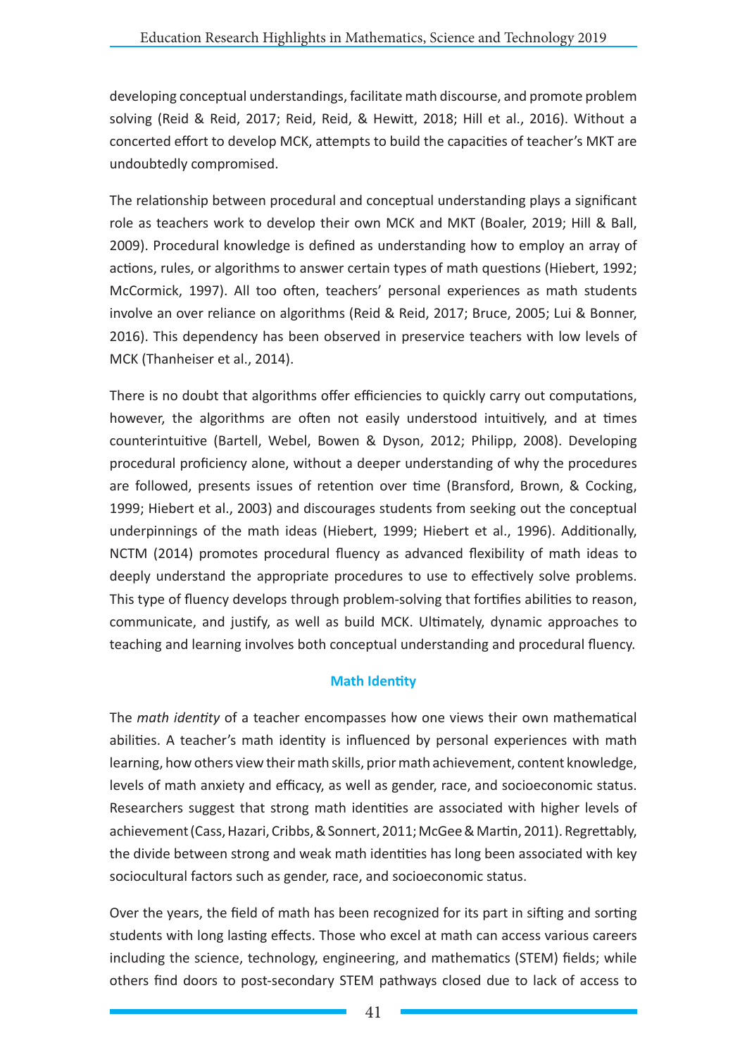developing conceptual understandings, facilitate math discourse, and promote problem solving (Reid & Reid, 2017; Reid, Reid, & Hewitt, 2018; Hill et al., 2016). Without a concerted effort to develop MCK, attempts to build the capacities of teacher's MKT are undoubtedly compromised.

The relationship between procedural and conceptual understanding plays a significant role as teachers work to develop their own MCK and MKT (Boaler, 2019; Hill & Ball, 2009). Procedural knowledge is defined as understanding how to employ an array of actions, rules, or algorithms to answer certain types of math questions (Hiebert, 1992; McCormick, 1997). All too often, teachers' personal experiences as math students involve an over reliance on algorithms (Reid & Reid, 2017; Bruce, 2005; Lui & Bonner, 2016). This dependency has been observed in preservice teachers with low levels of MCK (Thanheiser et al., 2014).

There is no doubt that algorithms offer efficiencies to quickly carry out computations, however, the algorithms are often not easily understood intuitively, and at times counterintuitive (Bartell, Webel, Bowen & Dyson, 2012; Philipp, 2008). Developing procedural proficiency alone, without a deeper understanding of why the procedures are followed, presents issues of retention over time (Bransford, Brown, & Cocking, 1999; Hiebert et al., 2003) and discourages students from seeking out the conceptual underpinnings of the math ideas (Hiebert, 1999; Hiebert et al., 1996). Additionally, NCTM (2014) promotes procedural fluency as advanced flexibility of math ideas to deeply understand the appropriate procedures to use to effectively solve problems. This type of fluency develops through problem-solving that fortifies abilities to reason, communicate, and justify, as well as build MCK. Ultimately, dynamic approaches to teaching and learning involves both conceptual understanding and procedural fluency.

### Math Identity

The *math identity* of a teacher encompasses how one views their own mathematical abilities. A teacher's math identity is influenced by personal experiences with math learning, how others view their math skills, prior math achievement, content knowledge, levels of math anxiety and efficacy, as well as gender, race, and socioeconomic status. Researchers suggest that strong math identities are associated with higher levels of achievement (Cass, Hazari, Cribbs, & Sonnert, 2011; McGee & Martin, 2011). Regrettably, the divide between strong and weak math identities has long been associated with key sociocultural factors such as gender, race, and socioeconomic status.

Over the years, the field of math has been recognized for its part in sifting and sorting students with long lasting effects. Those who excel at math can access various careers including the science, technology, engineering, and mathematics (STEM) fields; while others find doors to post-secondary STEM pathways closed due to lack of access to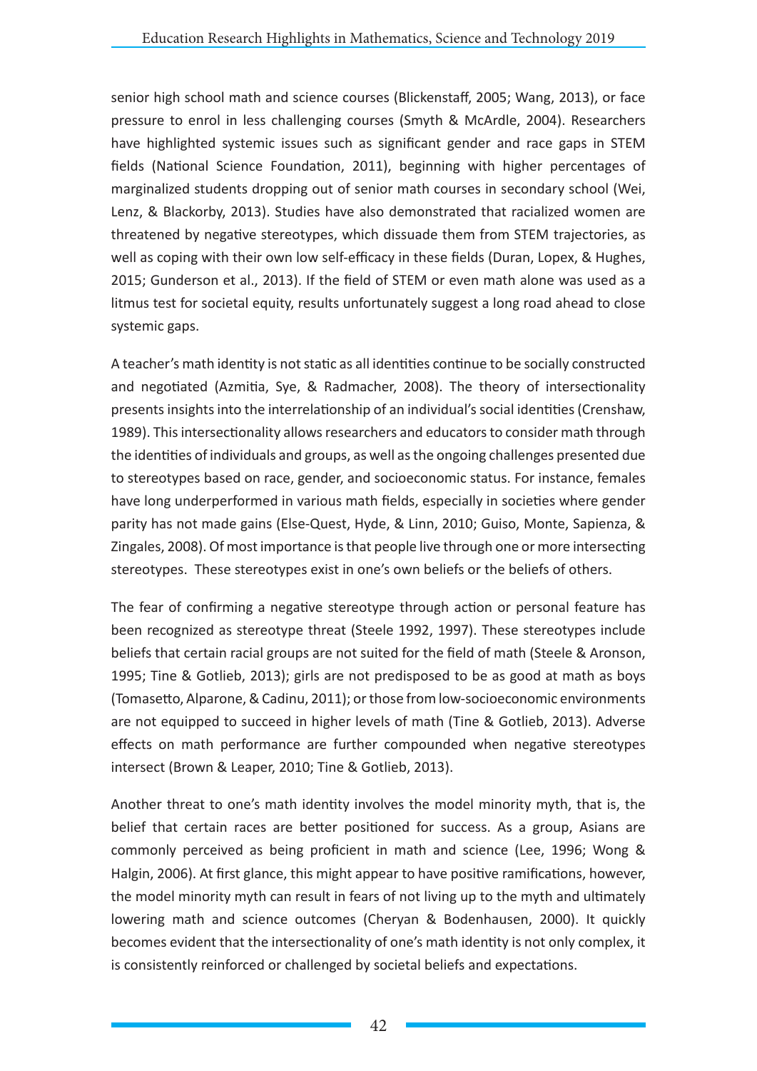senior high school math and science courses (Blickenstaff, 2005; Wang, 2013), or face pressure to enrol in less challenging courses (Smyth & McArdle, 2004). Researchers have highlighted systemic issues such as significant gender and race gaps in STEM fields (National Science Foundation, 2011), beginning with higher percentages of marginalized students dropping out of senior math courses in secondary school (Wei, Lenz, & Blackorby, 2013). Studies have also demonstrated that racialized women are threatened by negative stereotypes, which dissuade them from STEM trajectories, as well as coping with their own low self-efficacy in these fields (Duran, Lopex, & Hughes, 2015; Gunderson et al., 2013). If the field of STEM or even math alone was used as a litmus test for societal equity, results unfortunately suggest a long road ahead to close systemic gaps.

A teacher's math identity is not static as all identities continue to be socially constructed and negotiated (Azmitia, Sye, & Radmacher, 2008). The theory of intersectionality presents insights into the interrelationship of an individual's social identities (Crenshaw, 1989). This intersectionality allows researchers and educators to consider math through the identities of individuals and groups, as well as the ongoing challenges presented due to stereotypes based on race, gender, and socioeconomic status. For instance, females have long underperformed in various math fields, especially in societies where gender parity has not made gains (Else-Quest, Hyde, & Linn, 2010; Guiso, Monte, Sapienza, & Zingales, 2008). Of most importance is that people live through one or more intersecting stereotypes. These stereotypes exist in one's own beliefs or the beliefs of others.

The fear of confirming a negative stereotype through action or personal feature has been recognized as stereotype threat (Steele 1992, 1997). These stereotypes include beliefs that certain racial groups are not suited for the field of math (Steele & Aronson, 1995; Tine & Gotlieb, 2013); girls are not predisposed to be as good at math as boys (Tomasetto, Alparone, & Cadinu, 2011); or those from low-socioeconomic environments are not equipped to succeed in higher levels of math (Tine & Gotlieb, 2013). Adverse effects on math performance are further compounded when negative stereotypes intersect (Brown & Leaper, 2010; Tine & Gotlieb, 2013).

Another threat to one's math identity involves the model minority myth, that is, the belief that certain races are better positioned for success. As a group, Asians are commonly perceived as being proficient in math and science (Lee, 1996; Wong & Halgin, 2006). At first glance, this might appear to have positive ramifications, however, the model minority myth can result in fears of not living up to the myth and ultimately lowering math and science outcomes (Cheryan & Bodenhausen, 2000). It quickly becomes evident that the intersectionality of one's math identity is not only complex, it is consistently reinforced or challenged by societal beliefs and expectations.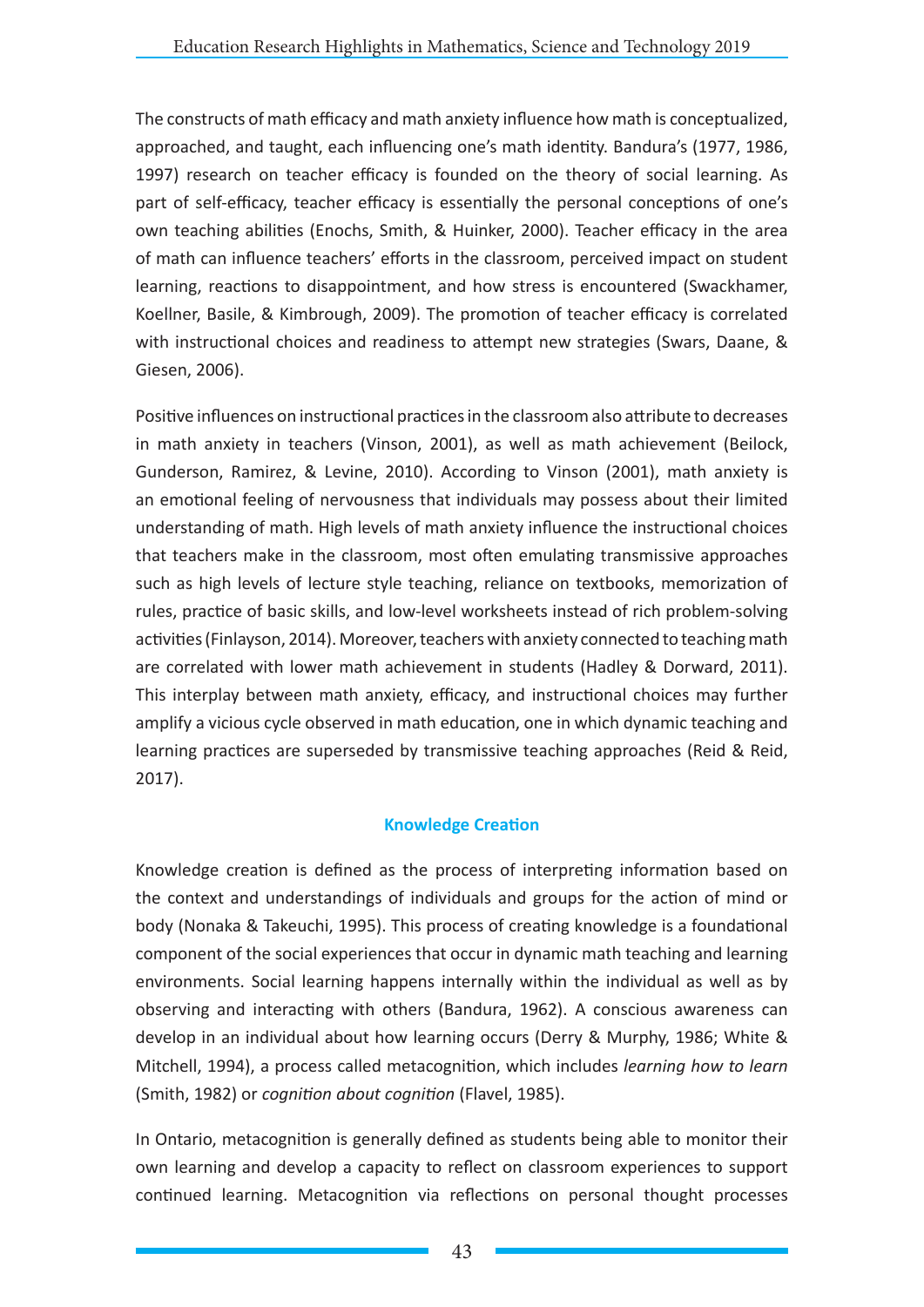The constructs of math efficacy and math anxiety influence how math is conceptualized, approached, and taught, each influencing one's math identity. Bandura's (1977, 1986, 1997) research on teacher efficacy is founded on the theory of social learning. As part of self-efficacy, teacher efficacy is essentially the personal conceptions of one's own teaching abilities (Enochs, Smith, & Huinker, 2000). Teacher efficacy in the area of math can influence teachers' efforts in the classroom, perceived impact on student learning, reactions to disappointment, and how stress is encountered (Swackhamer, Koellner, Basile, & Kimbrough, 2009). The promotion of teacher efficacy is correlated with instructional choices and readiness to attempt new strategies (Swars, Daane, & Giesen, 2006).

Positive influences on instructional practices in the classroom also attribute to decreases in math anxiety in teachers (Vinson, 2001), as well as math achievement (Beilock, Gunderson, Ramirez, & Levine, 2010). According to Vinson (2001), math anxiety is an emotional feeling of nervousness that individuals may possess about their limited understanding of math. High levels of math anxiety influence the instructional choices that teachers make in the classroom, most often emulating transmissive approaches such as high levels of lecture style teaching, reliance on textbooks, memorization of rules, practice of basic skills, and low-level worksheets instead of rich problem-solving activities (Finlayson, 2014). Moreover, teachers with anxiety connected to teaching math are correlated with lower math achievement in students (Hadley & Dorward, 2011). This interplay between math anxiety, efficacy, and instructional choices may further amplify a vicious cycle observed in math education, one in which dynamic teaching and learning practices are superseded by transmissive teaching approaches (Reid & Reid, 2017).

## Knowledge Creation

Knowledge creation is defined as the process of interpreting information based on the context and understandings of individuals and groups for the action of mind or body (Nonaka & Takeuchi, 1995). This process of creating knowledge is a foundational component of the social experiences that occur in dynamic math teaching and learning environments. Social learning happens internally within the individual as well as by observing and interacting with others (Bandura, 1962). A conscious awareness can develop in an individual about how learning occurs (Derry & Murphy, 1986; White & Mitchell, 1994), a process called metacognition, which includes *learning how to learn* (Smith, 1982) or *cognition about cognition* (Flavel, 1985).

In Ontario, metacognition is generally defined as students being able to monitor their own learning and develop a capacity to reflect on classroom experiences to support continued learning. Metacognition via reflections on personal thought processes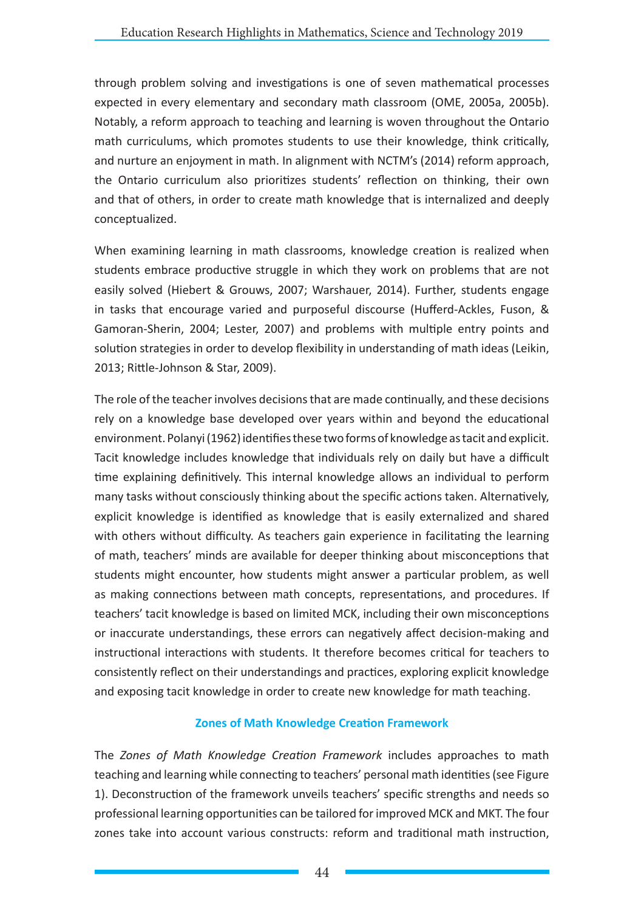through problem solving and investigations is one of seven mathematical processes expected in every elementary and secondary math classroom (OME, 2005a, 2005b). Notably, a reform approach to teaching and learning is woven throughout the Ontario math curriculums, which promotes students to use their knowledge, think critically, and nurture an enjoyment in math. In alignment with NCTM's (2014) reform approach, the Ontario curriculum also prioritizes students' reflection on thinking, their own and that of others, in order to create math knowledge that is internalized and deeply conceptualized.

When examining learning in math classrooms, knowledge creation is realized when students embrace productive struggle in which they work on problems that are not easily solved (Hiebert & Grouws, 2007; Warshauer, 2014). Further, students engage in tasks that encourage varied and purposeful discourse (Hufferd-Ackles, Fuson, & Gamoran-Sherin, 2004; Lester, 2007) and problems with multiple entry points and solution strategies in order to develop flexibility in understanding of math ideas (Leikin, 2013; Rittle-Johnson & Star, 2009).

The role of the teacher involves decisions that are made continually, and these decisions rely on a knowledge base developed over years within and beyond the educational environment. Polanyi (1962) identifies these two forms of knowledge as tacit and explicit. Tacit knowledge includes knowledge that individuals rely on daily but have a difficult time explaining definitively. This internal knowledge allows an individual to perform many tasks without consciously thinking about the specific actions taken. Alternatively, explicit knowledge is identified as knowledge that is easily externalized and shared with others without difficulty. As teachers gain experience in facilitating the learning of math, teachers' minds are available for deeper thinking about misconceptions that students might encounter, how students might answer a particular problem, as well as making connections between math concepts, representations, and procedures. If teachers' tacit knowledge is based on limited MCK, including their own misconceptions or inaccurate understandings, these errors can negatively affect decision-making and instructional interactions with students. It therefore becomes critical for teachers to consistently reflect on their understandings and practices, exploring explicit knowledge and exposing tacit knowledge in order to create new knowledge for math teaching.

## Zones of Math Knowledge Creation Framework

The *Zones of Math Knowledge Creation Framework* includes approaches to math teaching and learning while connecting to teachers' personal math identities (see Figure 1). Deconstruction of the framework unveils teachers' specific strengths and needs so professional learning opportunities can be tailored for improved MCK and MKT. The four zones take into account various constructs: reform and traditional math instruction,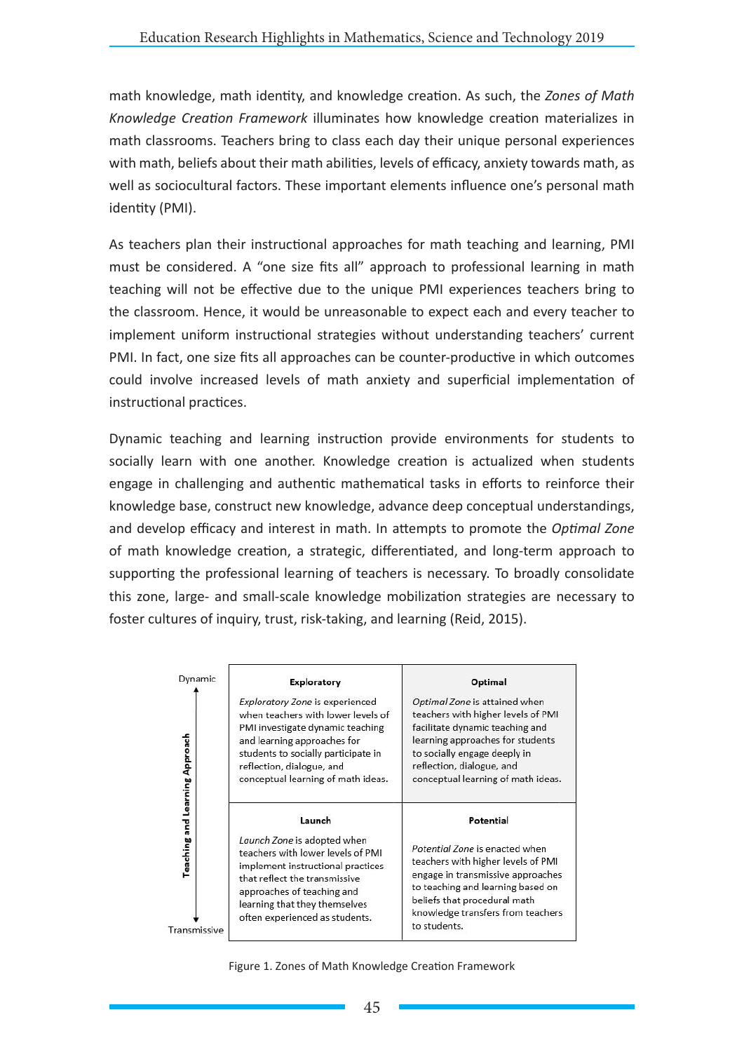math knowledge, math identity, and knowledge creation. As such, the *Zones of Math Knowledge Creation Framework* illuminates how knowledge creation materializes in math classrooms. Teachers bring to class each day their unique personal experiences with math, beliefs about their math abilities, levels of efficacy, anxiety towards math, as well as sociocultural factors. These important elements influence one's personal math identity (PMI).

As teachers plan their instructional approaches for math teaching and learning, PMI must be considered. A "one size fits all" approach to professional learning in math teaching will not be effective due to the unique PMI experiences teachers bring to the classroom. Hence, it would be unreasonable to expect each and every teacher to implement uniform instructional strategies without understanding teachers' current PMI. In fact, one size fits all approaches can be counter-productive in which outcomes could involve increased levels of math anxiety and superficial implementation of instructional practices.

Dynamic teaching and learning instruction provide environments for students to socially learn with one another. Knowledge creation is actualized when students engage in challenging and authentic mathematical tasks in efforts to reinforce their knowledge base, construct new knowledge, advance deep conceptual understandings, and develop efficacy and interest in math. In attempts to promote the *Optimal Zone* of math knowledge creation, a strategic, differentiated, and long-term approach to supporting the professional learning of teachers is necessary. To broadly consolidate this zone, large- and small-scale knowledge mobilization strategies are necessary to foster cultures of inquiry, trust, risk-taking, and learning (Reid, 2015).

| Teaching and Learning Approach | | |
|---|---|---|
| Dynamic | **Exploratory**<br>*Exploratory Zone* is experienced when teachers with lower levels of PMI investigate dynamic teaching and learning approaches for students to socially participate in reflection, dialogue, and conceptual learning of math ideas. | **Optimal**<br>*Optimal Zone* is attained when teachers with higher levels of PMI facilitate dynamic teaching and learning approaches for students to socially engage deeply in reflection, dialogue, and conceptual learning of math ideas. |
| Transmissive | **Launch**<br>*Launch Zone* is adopted when teachers with lower levels of PMI implement instructional practices that reflect the transmissive approaches of teaching and learning that they themselves often experienced as students. | **Potential**<br>*Potential Zone* is enacted when teachers with higher levels of PMI engage in transmissive approaches to teaching and learning based on beliefs that procedural math knowledge transfers from teachers to students. |

Figure 1. Zones of Math Knowledge Creation Framework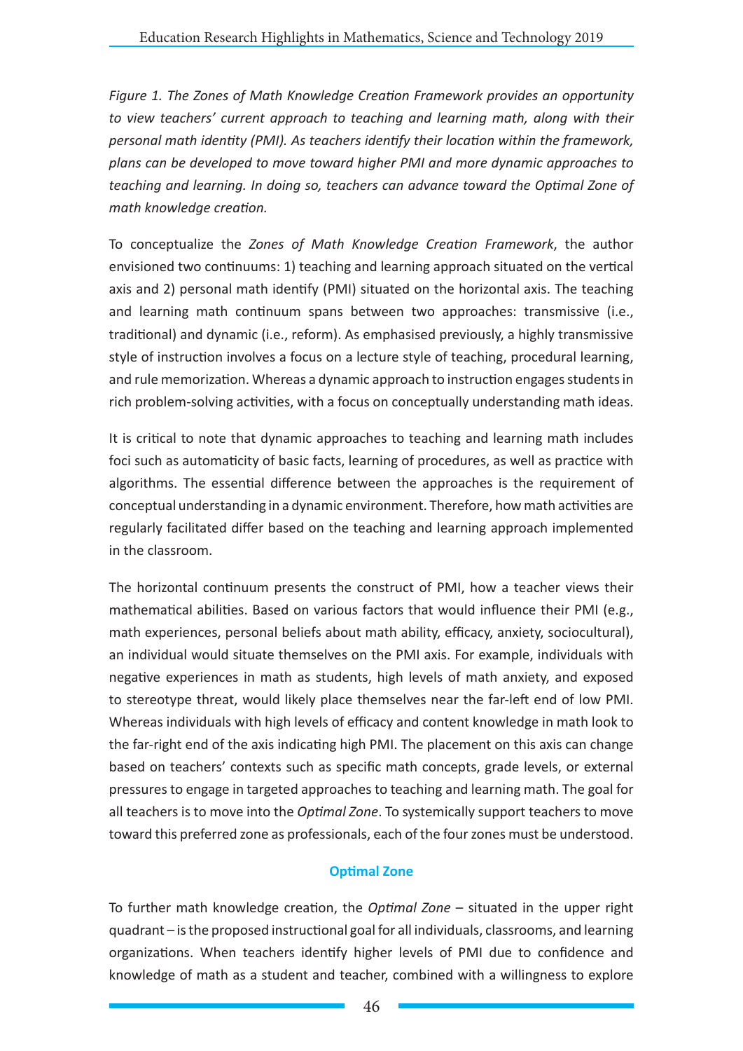*Figure 1. The Zones of Math Knowledge Creation Framework provides an opportunity to view teachers' current approach to teaching and learning math, along with their personal math identity (PMI). As teachers identify their location within the framework, plans can be developed to move toward higher PMI and more dynamic approaches to teaching and learning. In doing so, teachers can advance toward the Optimal Zone of math knowledge creation.*

To conceptualize the *Zones of Math Knowledge Creation Framework*, the author envisioned two continuums: 1) teaching and learning approach situated on the vertical axis and 2) personal math identify (PMI) situated on the horizontal axis. The teaching and learning math continuum spans between two approaches: transmissive (i.e., traditional) and dynamic (i.e., reform). As emphasised previously, a highly transmissive style of instruction involves a focus on a lecture style of teaching, procedural learning, and rule memorization. Whereas a dynamic approach to instruction engages students in rich problem-solving activities, with a focus on conceptually understanding math ideas.

It is critical to note that dynamic approaches to teaching and learning math includes foci such as automaticity of basic facts, learning of procedures, as well as practice with algorithms. The essential difference between the approaches is the requirement of conceptual understanding in a dynamic environment. Therefore, how math activities are regularly facilitated differ based on the teaching and learning approach implemented in the classroom.

The horizontal continuum presents the construct of PMI, how a teacher views their mathematical abilities. Based on various factors that would influence their PMI (e.g., math experiences, personal beliefs about math ability, efficacy, anxiety, sociocultural), an individual would situate themselves on the PMI axis. For example, individuals with negative experiences in math as students, high levels of math anxiety, and exposed to stereotype threat, would likely place themselves near the far-left end of low PMI. Whereas individuals with high levels of efficacy and content knowledge in math look to the far-right end of the axis indicating high PMI. The placement on this axis can change based on teachers' contexts such as specific math concepts, grade levels, or external pressures to engage in targeted approaches to teaching and learning math. The goal for all teachers is to move into the *Optimal Zone*. To systemically support teachers to move toward this preferred zone as professionals, each of the four zones must be understood.

## Optimal Zone

To further math knowledge creation, the *Optimal Zone* – situated in the upper right quadrant – is the proposed instructional goal for all individuals, classrooms, and learning organizations. When teachers identify higher levels of PMI due to confidence and knowledge of math as a student and teacher, combined with a willingness to explore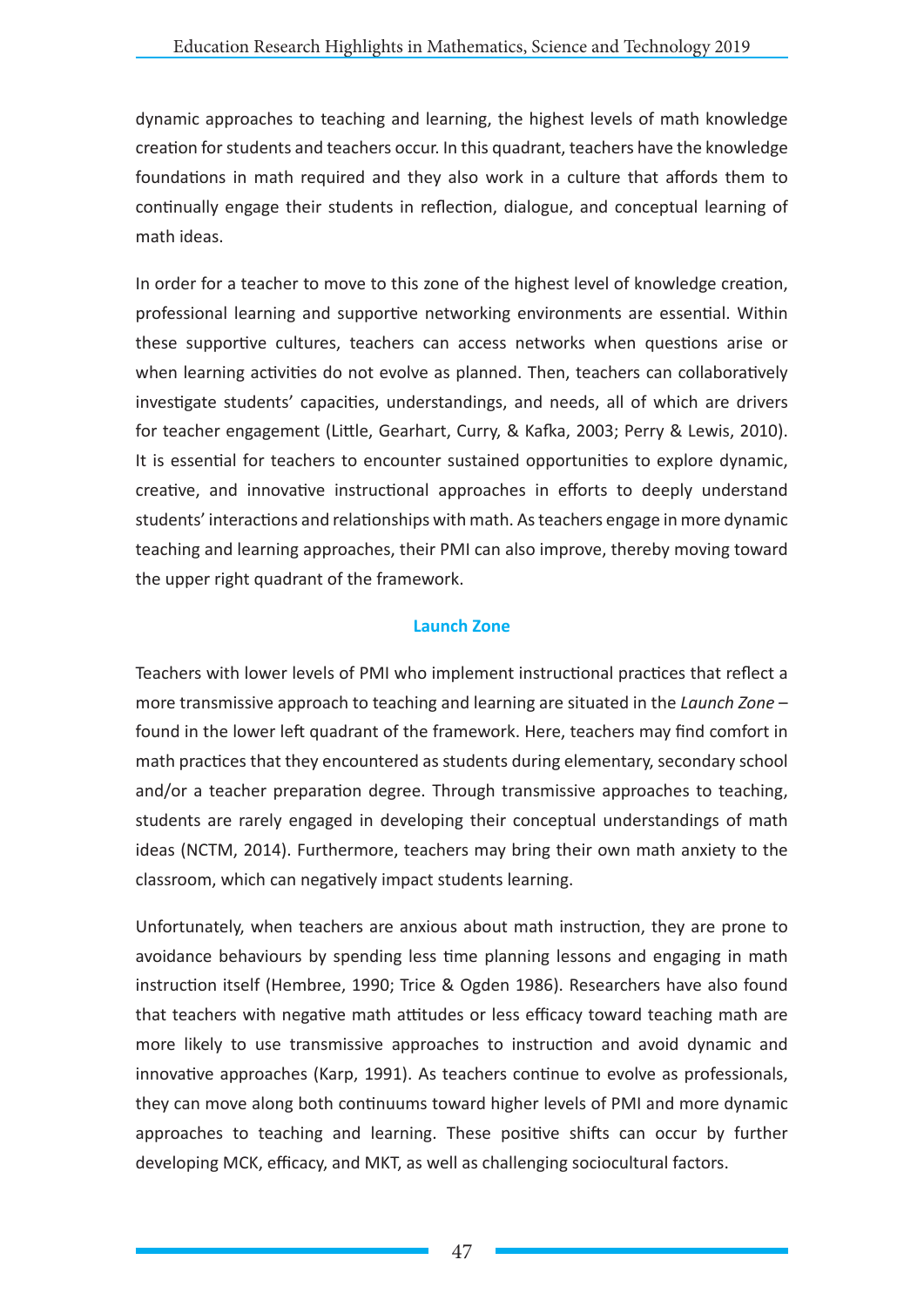dynamic approaches to teaching and learning, the highest levels of math knowledge creation for students and teachers occur. In this quadrant, teachers have the knowledge foundations in math required and they also work in a culture that affords them to continually engage their students in reflection, dialogue, and conceptual learning of math ideas.

In order for a teacher to move to this zone of the highest level of knowledge creation, professional learning and supportive networking environments are essential. Within these supportive cultures, teachers can access networks when questions arise or when learning activities do not evolve as planned. Then, teachers can collaboratively investigate students' capacities, understandings, and needs, all of which are drivers for teacher engagement (Little, Gearhart, Curry, & Kafka, 2003; Perry & Lewis, 2010). It is essential for teachers to encounter sustained opportunities to explore dynamic, creative, and innovative instructional approaches in efforts to deeply understand students' interactions and relationships with math. As teachers engage in more dynamic teaching and learning approaches, their PMI can also improve, thereby moving toward the upper right quadrant of the framework.

### Launch Zone

Teachers with lower levels of PMI who implement instructional practices that reflect a more transmissive approach to teaching and learning are situated in the *Launch Zone* – found in the lower left quadrant of the framework. Here, teachers may find comfort in math practices that they encountered as students during elementary, secondary school and/or a teacher preparation degree. Through transmissive approaches to teaching, students are rarely engaged in developing their conceptual understandings of math ideas (NCTM, 2014). Furthermore, teachers may bring their own math anxiety to the classroom, which can negatively impact students learning.

Unfortunately, when teachers are anxious about math instruction, they are prone to avoidance behaviours by spending less time planning lessons and engaging in math instruction itself (Hembree, 1990; Trice & Ogden 1986). Researchers have also found that teachers with negative math attitudes or less efficacy toward teaching math are more likely to use transmissive approaches to instruction and avoid dynamic and innovative approaches (Karp, 1991). As teachers continue to evolve as professionals, they can move along both continuums toward higher levels of PMI and more dynamic approaches to teaching and learning. These positive shifts can occur by further developing MCK, efficacy, and MKT, as well as challenging sociocultural factors.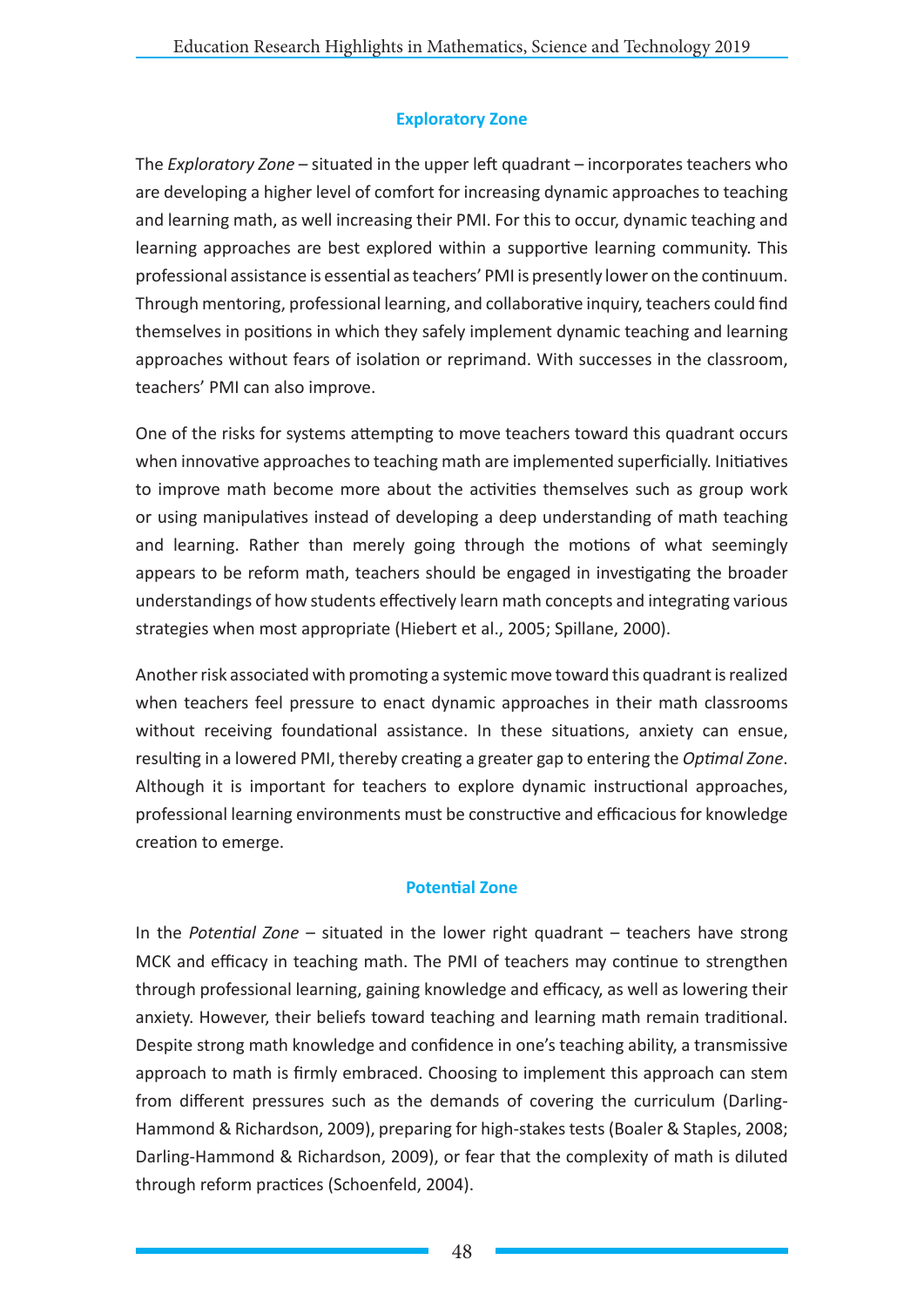### Exploratory Zone

The *Exploratory Zone* – situated in the upper left quadrant – incorporates teachers who are developing a higher level of comfort for increasing dynamic approaches to teaching and learning math, as well increasing their PMI. For this to occur, dynamic teaching and learning approaches are best explored within a supportive learning community. This professional assistance is essential as teachers' PMI is presently lower on the continuum. Through mentoring, professional learning, and collaborative inquiry, teachers could find themselves in positions in which they safely implement dynamic teaching and learning approaches without fears of isolation or reprimand. With successes in the classroom, teachers' PMI can also improve.

One of the risks for systems attempting to move teachers toward this quadrant occurs when innovative approaches to teaching math are implemented superficially. Initiatives to improve math become more about the activities themselves such as group work or using manipulatives instead of developing a deep understanding of math teaching and learning. Rather than merely going through the motions of what seemingly appears to be reform math, teachers should be engaged in investigating the broader understandings of how students effectively learn math concepts and integrating various strategies when most appropriate (Hiebert et al., 2005; Spillane, 2000).

Another risk associated with promoting a systemic move toward this quadrant is realized when teachers feel pressure to enact dynamic approaches in their math classrooms without receiving foundational assistance. In these situations, anxiety can ensue, resulting in a lowered PMI, thereby creating a greater gap to entering the *Optimal Zone*. Although it is important for teachers to explore dynamic instructional approaches, professional learning environments must be constructive and efficacious for knowledge creation to emerge.

### Potential Zone

In the *Potential Zone* – situated in the lower right quadrant – teachers have strong MCK and efficacy in teaching math. The PMI of teachers may continue to strengthen through professional learning, gaining knowledge and efficacy, as well as lowering their anxiety. However, their beliefs toward teaching and learning math remain traditional. Despite strong math knowledge and confidence in one's teaching ability, a transmissive approach to math is firmly embraced. Choosing to implement this approach can stem from different pressures such as the demands of covering the curriculum (Darling-Hammond & Richardson, 2009), preparing for high-stakes tests (Boaler & Staples, 2008; Darling-Hammond & Richardson, 2009), or fear that the complexity of math is diluted through reform practices (Schoenfeld, 2004).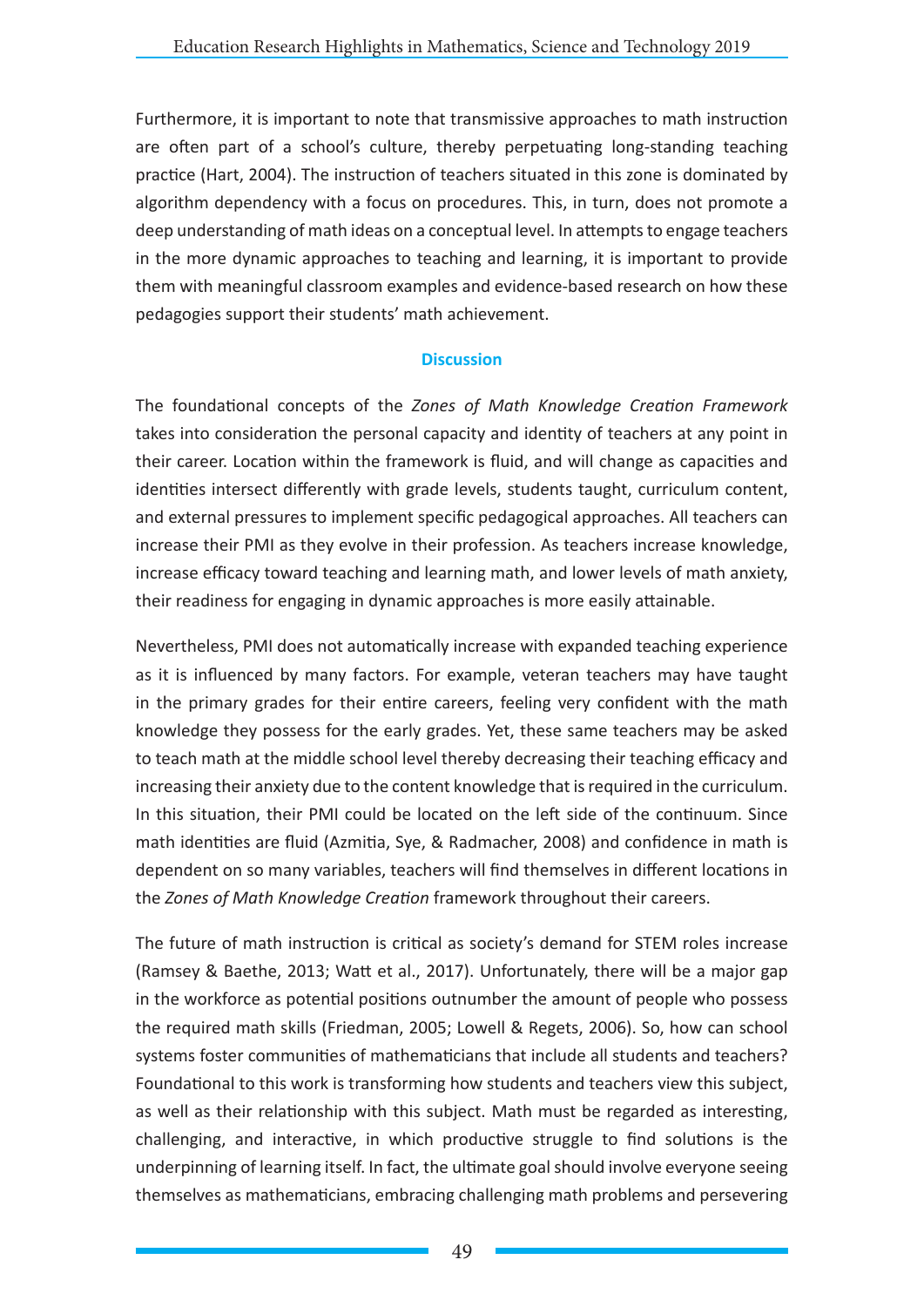Furthermore, it is important to note that transmissive approaches to math instruction are often part of a school's culture, thereby perpetuating long-standing teaching practice (Hart, 2004). The instruction of teachers situated in this zone is dominated by algorithm dependency with a focus on procedures. This, in turn, does not promote a deep understanding of math ideas on a conceptual level. In attempts to engage teachers in the more dynamic approaches to teaching and learning, it is important to provide them with meaningful classroom examples and evidence-based research on how these pedagogies support their students' math achievement.

## Discussion

The foundational concepts of the *Zones of Math Knowledge Creation Framework* takes into consideration the personal capacity and identity of teachers at any point in their career. Location within the framework is fluid, and will change as capacities and identities intersect differently with grade levels, students taught, curriculum content, and external pressures to implement specific pedagogical approaches. All teachers can increase their PMI as they evolve in their profession. As teachers increase knowledge, increase efficacy toward teaching and learning math, and lower levels of math anxiety, their readiness for engaging in dynamic approaches is more easily attainable.

Nevertheless, PMI does not automatically increase with expanded teaching experience as it is influenced by many factors. For example, veteran teachers may have taught in the primary grades for their entire careers, feeling very confident with the math knowledge they possess for the early grades. Yet, these same teachers may be asked to teach math at the middle school level thereby decreasing their teaching efficacy and increasing their anxiety due to the content knowledge that is required in the curriculum. In this situation, their PMI could be located on the left side of the continuum. Since math identities are fluid (Azmitia, Sye, & Radmacher, 2008) and confidence in math is dependent on so many variables, teachers will find themselves in different locations in the *Zones of Math Knowledge Creation* framework throughout their careers.

The future of math instruction is critical as society's demand for STEM roles increase (Ramsey & Baethe, 2013; Watt et al., 2017). Unfortunately, there will be a major gap in the workforce as potential positions outnumber the amount of people who possess the required math skills (Friedman, 2005; Lowell & Regets, 2006). So, how can school systems foster communities of mathematicians that include all students and teachers? Foundational to this work is transforming how students and teachers view this subject, as well as their relationship with this subject. Math must be regarded as interesting, challenging, and interactive, in which productive struggle to find solutions is the underpinning of learning itself. In fact, the ultimate goal should involve everyone seeing themselves as mathematicians, embracing challenging math problems and persevering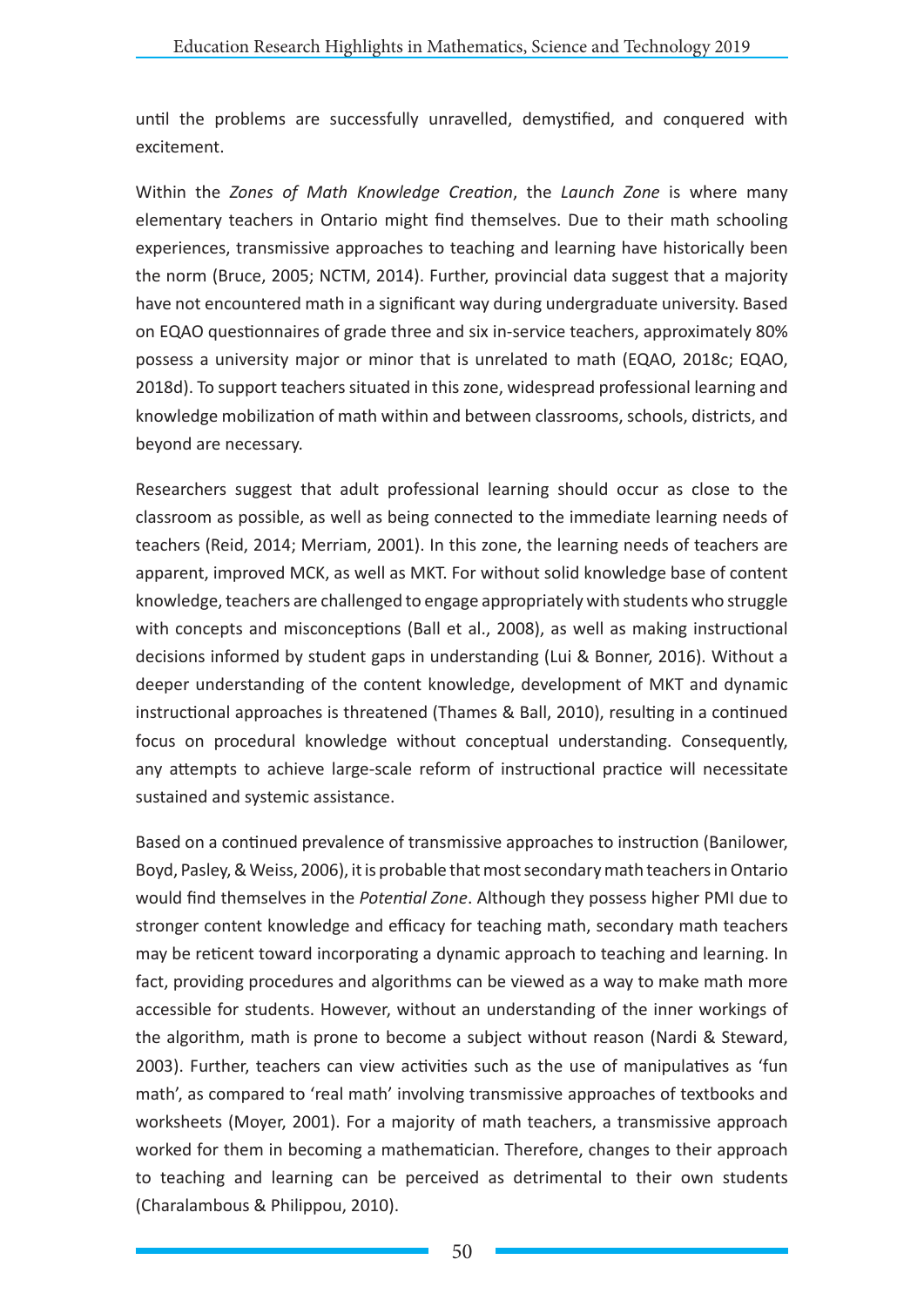until the problems are successfully unravelled, demystified, and conquered with excitement.

Within the *Zones of Math Knowledge Creation*, the *Launch Zone* is where many elementary teachers in Ontario might find themselves. Due to their math schooling experiences, transmissive approaches to teaching and learning have historically been the norm (Bruce, 2005; NCTM, 2014). Further, provincial data suggest that a majority have not encountered math in a significant way during undergraduate university. Based on EQAO questionnaires of grade three and six in-service teachers, approximately 80% possess a university major or minor that is unrelated to math (EQAO, 2018c; EQAO, 2018d). To support teachers situated in this zone, widespread professional learning and knowledge mobilization of math within and between classrooms, schools, districts, and beyond are necessary.

Researchers suggest that adult professional learning should occur as close to the classroom as possible, as well as being connected to the immediate learning needs of teachers (Reid, 2014; Merriam, 2001). In this zone, the learning needs of teachers are apparent, improved MCK, as well as MKT. For without solid knowledge base of content knowledge, teachers are challenged to engage appropriately with students who struggle with concepts and misconceptions (Ball et al., 2008), as well as making instructional decisions informed by student gaps in understanding (Lui & Bonner, 2016). Without a deeper understanding of the content knowledge, development of MKT and dynamic instructional approaches is threatened (Thames & Ball, 2010), resulting in a continued focus on procedural knowledge without conceptual understanding. Consequently, any attempts to achieve large-scale reform of instructional practice will necessitate sustained and systemic assistance.

Based on a continued prevalence of transmissive approaches to instruction (Banilower, Boyd, Pasley, & Weiss, 2006), it is probable that most secondary math teachers in Ontario would find themselves in the *Potential Zone*. Although they possess higher PMI due to stronger content knowledge and efficacy for teaching math, secondary math teachers may be reticent toward incorporating a dynamic approach to teaching and learning. In fact, providing procedures and algorithms can be viewed as a way to make math more accessible for students. However, without an understanding of the inner workings of the algorithm, math is prone to become a subject without reason (Nardi & Steward, 2003). Further, teachers can view activities such as the use of manipulatives as 'fun math', as compared to 'real math' involving transmissive approaches of textbooks and worksheets (Moyer, 2001). For a majority of math teachers, a transmissive approach worked for them in becoming a mathematician. Therefore, changes to their approach to teaching and learning can be perceived as detrimental to their own students (Charalambous & Philippou, 2010).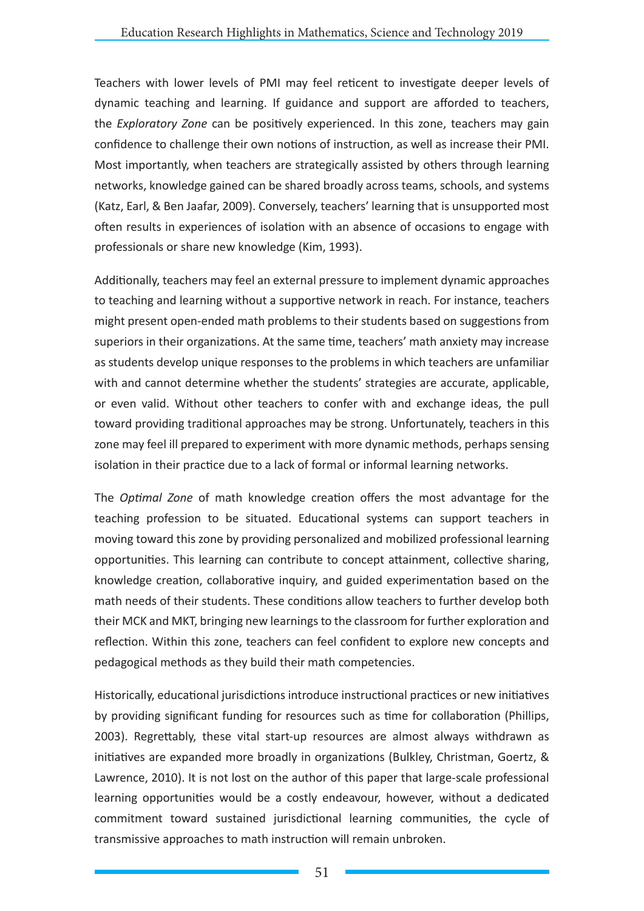Teachers with lower levels of PMI may feel reticent to investigate deeper levels of dynamic teaching and learning. If guidance and support are afforded to teachers, the *Exploratory Zone* can be positively experienced. In this zone, teachers may gain confidence to challenge their own notions of instruction, as well as increase their PMI. Most importantly, when teachers are strategically assisted by others through learning networks, knowledge gained can be shared broadly across teams, schools, and systems (Katz, Earl, & Ben Jaafar, 2009). Conversely, teachers' learning that is unsupported most often results in experiences of isolation with an absence of occasions to engage with professionals or share new knowledge (Kim, 1993).

Additionally, teachers may feel an external pressure to implement dynamic approaches to teaching and learning without a supportive network in reach. For instance, teachers might present open-ended math problems to their students based on suggestions from superiors in their organizations. At the same time, teachers' math anxiety may increase as students develop unique responses to the problems in which teachers are unfamiliar with and cannot determine whether the students' strategies are accurate, applicable, or even valid. Without other teachers to confer with and exchange ideas, the pull toward providing traditional approaches may be strong. Unfortunately, teachers in this zone may feel ill prepared to experiment with more dynamic methods, perhaps sensing isolation in their practice due to a lack of formal or informal learning networks.

The *Optimal Zone* of math knowledge creation offers the most advantage for the teaching profession to be situated. Educational systems can support teachers in moving toward this zone by providing personalized and mobilized professional learning opportunities. This learning can contribute to concept attainment, collective sharing, knowledge creation, collaborative inquiry, and guided experimentation based on the math needs of their students. These conditions allow teachers to further develop both their MCK and MKT, bringing new learnings to the classroom for further exploration and reflection. Within this zone, teachers can feel confident to explore new concepts and pedagogical methods as they build their math competencies.

Historically, educational jurisdictions introduce instructional practices or new initiatives by providing significant funding for resources such as time for collaboration (Phillips, 2003). Regrettably, these vital start-up resources are almost always withdrawn as initiatives are expanded more broadly in organizations (Bulkley, Christman, Goertz, & Lawrence, 2010). It is not lost on the author of this paper that large-scale professional learning opportunities would be a costly endeavour, however, without a dedicated commitment toward sustained jurisdictional learning communities, the cycle of transmissive approaches to math instruction will remain unbroken.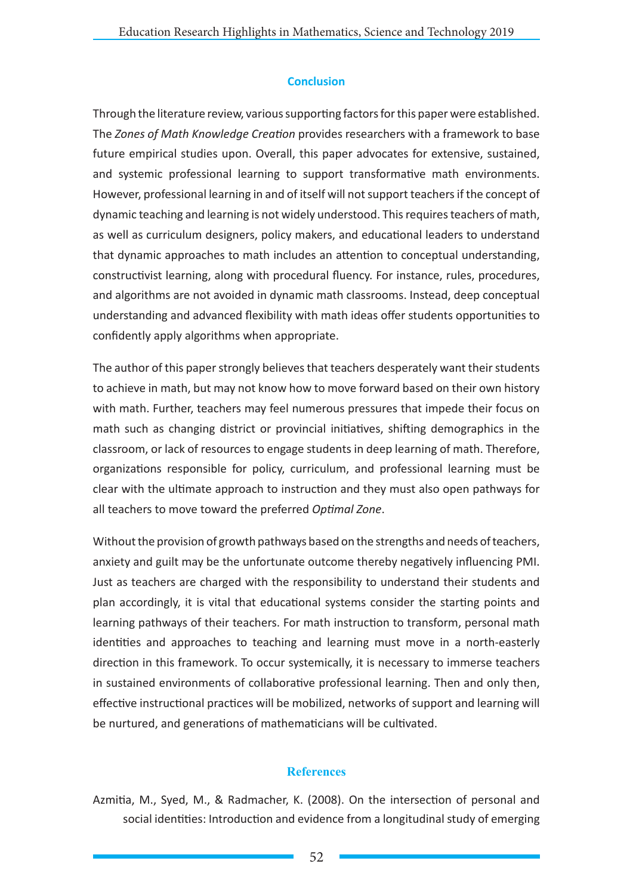## Conclusion

Through the literature review, various supporting factors for this paper were established. The *Zones of Math Knowledge Creation* provides researchers with a framework to base future empirical studies upon. Overall, this paper advocates for extensive, sustained, and systemic professional learning to support transformative math environments. However, professional learning in and of itself will not support teachers if the concept of dynamic teaching and learning is not widely understood. This requires teachers of math, as well as curriculum designers, policy makers, and educational leaders to understand that dynamic approaches to math includes an attention to conceptual understanding, constructivist learning, along with procedural fluency. For instance, rules, procedures, and algorithms are not avoided in dynamic math classrooms. Instead, deep conceptual understanding and advanced flexibility with math ideas offer students opportunities to confidently apply algorithms when appropriate.

The author of this paper strongly believes that teachers desperately want their students to achieve in math, but may not know how to move forward based on their own history with math. Further, teachers may feel numerous pressures that impede their focus on math such as changing district or provincial initiatives, shifting demographics in the classroom, or lack of resources to engage students in deep learning of math. Therefore, organizations responsible for policy, curriculum, and professional learning must be clear with the ultimate approach to instruction and they must also open pathways for all teachers to move toward the preferred *Optimal Zone*.

Without the provision of growth pathways based on the strengths and needs of teachers, anxiety and guilt may be the unfortunate outcome thereby negatively influencing PMI. Just as teachers are charged with the responsibility to understand their students and plan accordingly, it is vital that educational systems consider the starting points and learning pathways of their teachers. For math instruction to transform, personal math identities and approaches to teaching and learning must move in a north-easterly direction in this framework. To occur systemically, it is necessary to immerse teachers in sustained environments of collaborative professional learning. Then and only then, effective instructional practices will be mobilized, networks of support and learning will be nurtured, and generations of mathematicians will be cultivated.

## References

Azmitia, M., Syed, M., & Radmacher, K. (2008). On the intersection of personal and social identities: Introduction and evidence from a longitudinal study of emerging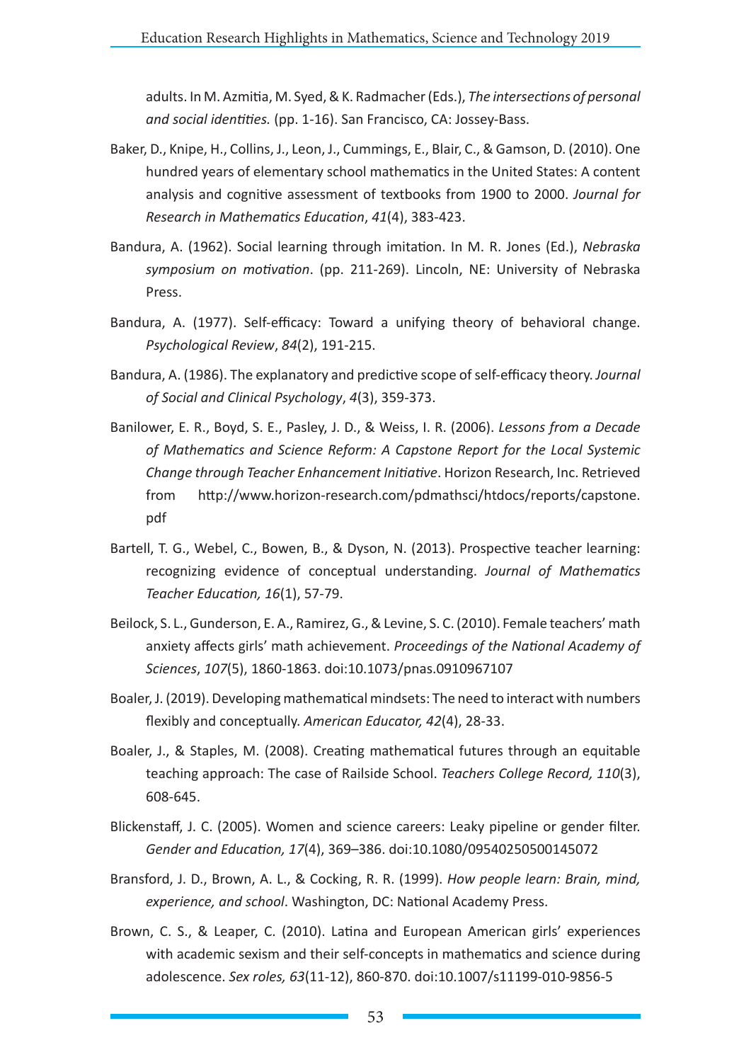adults. In M. Azmitia, M. Syed, & K. Radmacher (Eds.), *The intersections of personal and social identities.* (pp. 1-16). San Francisco, CA: Jossey-Bass.

Baker, D., Knipe, H., Collins, J., Leon, J., Cummings, E., Blair, C., & Gamson, D. (2010). One hundred years of elementary school mathematics in the United States: A content analysis and cognitive assessment of textbooks from 1900 to 2000. *Journal for Research in Mathematics Education*, *41*(4), 383-423.

Bandura, A. (1962). Social learning through imitation. In M. R. Jones (Ed.), *Nebraska symposium on motivation*. (pp. 211-269). Lincoln, NE: University of Nebraska Press.

Bandura, A. (1977). Self-efficacy: Toward a unifying theory of behavioral change. *Psychological Review*, *84*(2), 191-215.

Bandura, A. (1986). The explanatory and predictive scope of self-efficacy theory. *Journal of Social and Clinical Psychology*, *4*(3), 359-373.

Banilower, E. R., Boyd, S. E., Pasley, J. D., & Weiss, I. R. (2006). *Lessons from a Decade of Mathematics and Science Reform: A Capstone Report for the Local Systemic Change through Teacher Enhancement Initiative*. Horizon Research, Inc. Retrieved from http://www.horizon-research.com/pdmathsci/htdocs/reports/capstone.pdf

Bartell, T. G., Webel, C., Bowen, B., & Dyson, N. (2013). Prospective teacher learning: recognizing evidence of conceptual understanding. *Journal of Mathematics Teacher Education, 16*(1), 57-79.

Beilock, S. L., Gunderson, E. A., Ramirez, G., & Levine, S. C. (2010). Female teachers' math anxiety affects girls' math achievement. *Proceedings of the National Academy of Sciences*, *107*(5), 1860-1863. doi:10.1073/pnas.0910967107

Boaler, J. (2019). Developing mathematical mindsets: The need to interact with numbers flexibly and conceptually. *American Educator, 42*(4), 28-33.

Boaler, J., & Staples, M. (2008). Creating mathematical futures through an equitable teaching approach: The case of Railside School. *Teachers College Record, 110*(3), 608-645.

Blickenstaff, J. C. (2005). Women and science careers: Leaky pipeline or gender filter. *Gender and Education, 17*(4), 369–386. doi:10.1080/09540250500145072

Bransford, J. D., Brown, A. L., & Cocking, R. R. (1999). *How people learn: Brain, mind, experience, and school*. Washington, DC: National Academy Press.

Brown, C. S., & Leaper, C. (2010). Latina and European American girls' experiences with academic sexism and their self-concepts in mathematics and science during adolescence. *Sex roles, 63*(11-12), 860-870. doi:10.1007/s11199-010-9856-5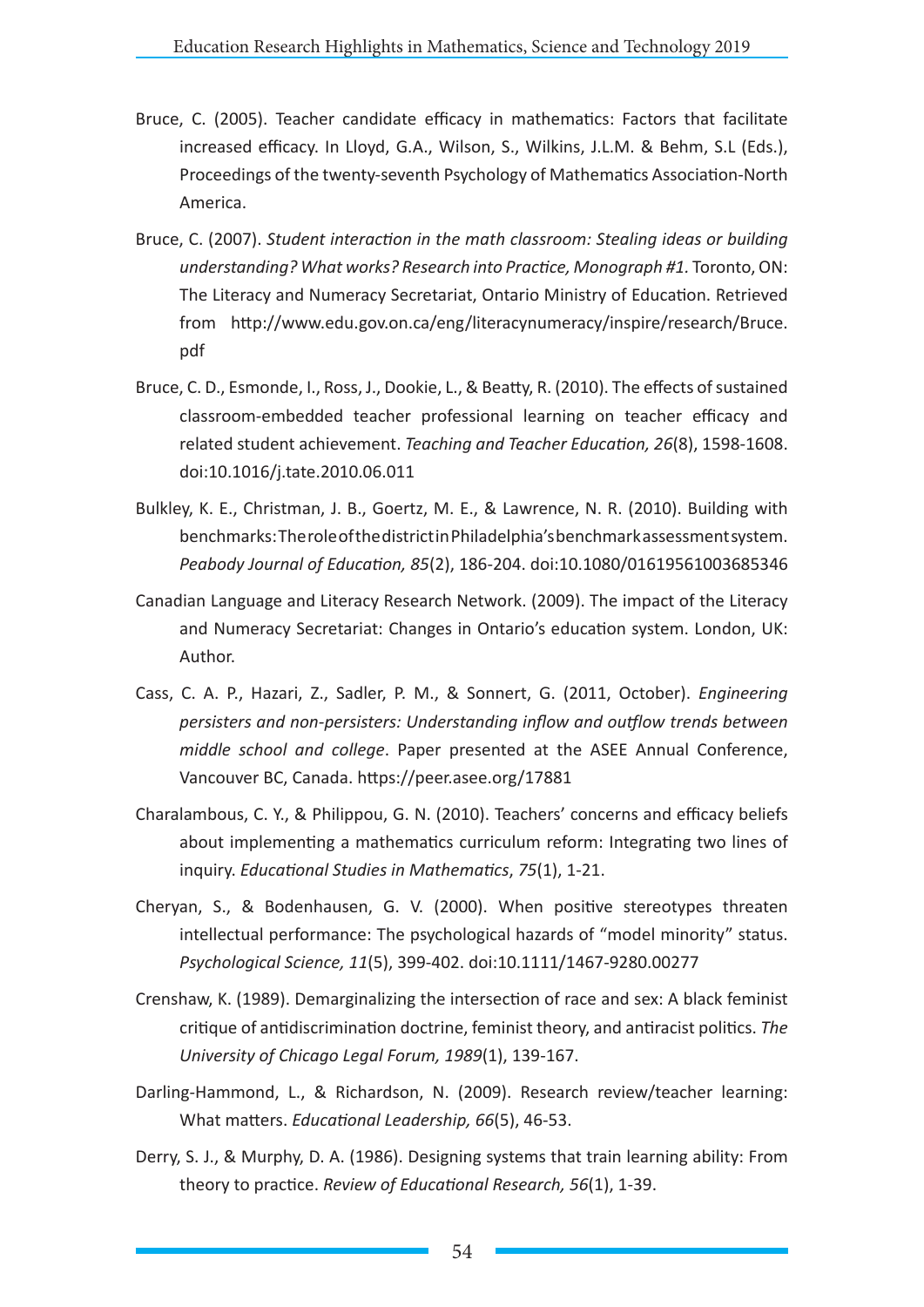Bruce, C. (2005). Teacher candidate efficacy in mathematics: Factors that facilitate increased efficacy. In Lloyd, G.A., Wilson, S., Wilkins, J.L.M. & Behm, S.L (Eds.), Proceedings of the twenty-seventh Psychology of Mathematics Association-North America.

Bruce, C. (2007). *Student interaction in the math classroom: Stealing ideas or building understanding? What works? Research into Practice, Monograph #1.* Toronto, ON: The Literacy and Numeracy Secretariat, Ontario Ministry of Education. Retrieved from http://www.edu.gov.on.ca/eng/literacynumeracy/inspire/research/Bruce.pdf

Bruce, C. D., Esmonde, I., Ross, J., Dookie, L., & Beatty, R. (2010). The effects of sustained classroom-embedded teacher professional learning on teacher efficacy and related student achievement. *Teaching and Teacher Education, 26*(8), 1598-1608. doi:10.1016/j.tate.2010.06.011

Bulkley, K. E., Christman, J. B., Goertz, M. E., & Lawrence, N. R. (2010). Building with benchmarks: The role of the district in Philadelphia's benchmark assessment system. *Peabody Journal of Education, 85*(2), 186-204. doi:10.1080/01619561003685346

Canadian Language and Literacy Research Network. (2009). The impact of the Literacy and Numeracy Secretariat: Changes in Ontario's education system. London, UK: Author.

Cass, C. A. P., Hazari, Z., Sadler, P. M., & Sonnert, G. (2011, October). *Engineering persisters and non-persisters: Understanding inflow and outflow trends between middle school and college*. Paper presented at the ASEE Annual Conference, Vancouver BC, Canada. https://peer.asee.org/17881

Charalambous, C. Y., & Philippou, G. N. (2010). Teachers' concerns and efficacy beliefs about implementing a mathematics curriculum reform: Integrating two lines of inquiry. *Educational Studies in Mathematics*, *75*(1), 1-21.

Cheryan, S., & Bodenhausen, G. V. (2000). When positive stereotypes threaten intellectual performance: The psychological hazards of "model minority" status. *Psychological Science, 11*(5), 399-402. doi:10.1111/1467-9280.00277

Crenshaw, K. (1989). Demarginalizing the intersection of race and sex: A black feminist critique of antidiscrimination doctrine, feminist theory, and antiracist politics. *The University of Chicago Legal Forum, 1989*(1), 139-167.

Darling-Hammond, L., & Richardson, N. (2009). Research review/teacher learning: What matters. *Educational Leadership, 66*(5), 46-53.

Derry, S. J., & Murphy, D. A. (1986). Designing systems that train learning ability: From theory to practice. *Review of Educational Research, 56*(1), 1-39.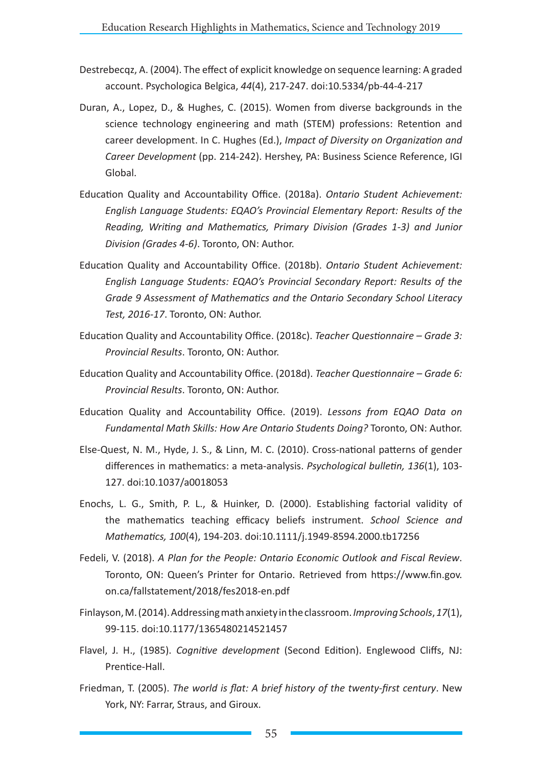Destrebecqz, A. (2004). The effect of explicit knowledge on sequence learning: A graded account. Psychologica Belgica, *44*(4), 217-247. doi:10.5334/pb-44-4-217

Duran, A., Lopez, D., & Hughes, C. (2015). Women from diverse backgrounds in the science technology engineering and math (STEM) professions: Retention and career development. In C. Hughes (Ed.), *Impact of Diversity on Organization and Career Development* (pp. 214-242). Hershey, PA: Business Science Reference, IGI Global.

Education Quality and Accountability Office. (2018a). *Ontario Student Achievement: English Language Students: EQAO's Provincial Elementary Report: Results of the Reading, Writing and Mathematics, Primary Division (Grades 1-3) and Junior Division (Grades 4-6)*. Toronto, ON: Author.

Education Quality and Accountability Office. (2018b). *Ontario Student Achievement: English Language Students: EQAO's Provincial Secondary Report: Results of the Grade 9 Assessment of Mathematics and the Ontario Secondary School Literacy Test, 2016-17*. Toronto, ON: Author.

Education Quality and Accountability Office. (2018c). *Teacher Questionnaire – Grade 3: Provincial Results*. Toronto, ON: Author.

Education Quality and Accountability Office. (2018d). *Teacher Questionnaire – Grade 6: Provincial Results*. Toronto, ON: Author.

Education Quality and Accountability Office. (2019). *Lessons from EQAO Data on Fundamental Math Skills: How Are Ontario Students Doing?* Toronto, ON: Author.

Else-Quest, N. M., Hyde, J. S., & Linn, M. C. (2010). Cross-national patterns of gender differences in mathematics: a meta-analysis. *Psychological bulletin, 136*(1), 103-127. doi:10.1037/a0018053

Enochs, L. G., Smith, P. L., & Huinker, D. (2000). Establishing factorial validity of the mathematics teaching efficacy beliefs instrument. *School Science and Mathematics, 100*(4), 194-203. doi:10.1111/j.1949-8594.2000.tb17256

Fedeli, V. (2018). *A Plan for the People: Ontario Economic Outlook and Fiscal Review*. Toronto, ON: Queen's Printer for Ontario. Retrieved from https://www.fin.gov.on.ca/fallstatement/2018/fes2018-en.pdf

Finlayson, M. (2014). Addressing math anxiety in the classroom. *Improving Schools*, *17*(1), 99-115. doi:10.1177/1365480214521457

Flavel, J. H., (1985). *Cognitive development* (Second Edition). Englewood Cliffs, NJ: Prentice-Hall.

Friedman, T. (2005). *The world is flat: A brief history of the twenty-first century*. New York, NY: Farrar, Straus, and Giroux.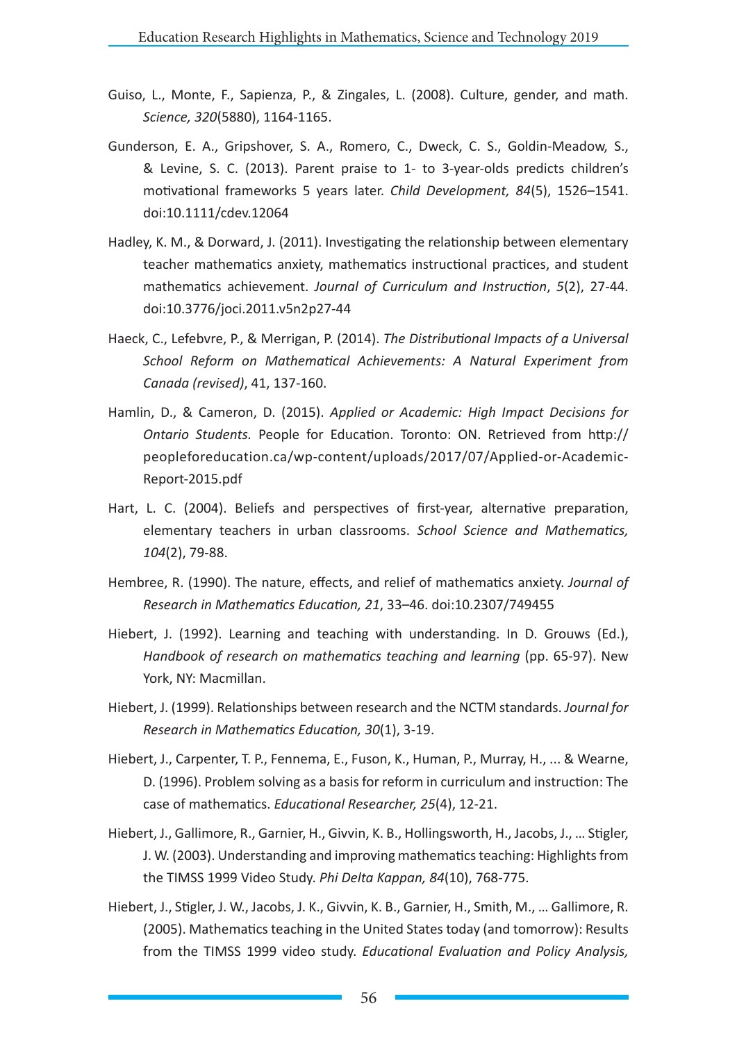Guiso, L., Monte, F., Sapienza, P., & Zingales, L. (2008). Culture, gender, and math. *Science, 320*(5880), 1164-1165.

Gunderson, E. A., Gripshover, S. A., Romero, C., Dweck, C. S., Goldin-Meadow, S., & Levine, S. C. (2013). Parent praise to 1- to 3-year-olds predicts children's motivational frameworks 5 years later. *Child Development, 84*(5), 1526–1541. doi:10.1111/cdev.12064

Hadley, K. M., & Dorward, J. (2011). Investigating the relationship between elementary teacher mathematics anxiety, mathematics instructional practices, and student mathematics achievement. *Journal of Curriculum and Instruction*, *5*(2), 27-44. doi:10.3776/joci.2011.v5n2p27-44

Haeck, C., Lefebvre, P., & Merrigan, P. (2014). *The Distributional Impacts of a Universal School Reform on Mathematical Achievements: A Natural Experiment from Canada (revised)*, 41, 137-160.

Hamlin, D., & Cameron, D. (2015). *Applied or Academic: High Impact Decisions for Ontario Students.* People for Education. Toronto: ON. Retrieved from http://peopleforeducation.ca/wp-content/uploads/2017/07/Applied-or-Academic-Report-2015.pdf

Hart, L. C. (2004). Beliefs and perspectives of first-year, alternative preparation, elementary teachers in urban classrooms. *School Science and Mathematics, 104*(2), 79-88.

Hembree, R. (1990). The nature, effects, and relief of mathematics anxiety. *Journal of Research in Mathematics Education, 21*, 33–46. doi:10.2307/749455

Hiebert, J. (1992). Learning and teaching with understanding. In D. Grouws (Ed.), *Handbook of research on mathematics teaching and learning* (pp. 65-97). New York, NY: Macmillan.

Hiebert, J. (1999). Relationships between research and the NCTM standards. *Journal for Research in Mathematics Education, 30*(1), 3-19.

Hiebert, J., Carpenter, T. P., Fennema, E., Fuson, K., Human, P., Murray, H., ... & Wearne, D. (1996). Problem solving as a basis for reform in curriculum and instruction: The case of mathematics. *Educational Researcher, 25*(4), 12-21.

Hiebert, J., Gallimore, R., Garnier, H., Givvin, K. B., Hollingsworth, H., Jacobs, J., … Stigler, J. W. (2003). Understanding and improving mathematics teaching: Highlights from the TIMSS 1999 Video Study. *Phi Delta Kappan, 84*(10), 768-775.

Hiebert, J., Stigler, J. W., Jacobs, J. K., Givvin, K. B., Garnier, H., Smith, M., … Gallimore, R. (2005). Mathematics teaching in the United States today (and tomorrow): Results from the TIMSS 1999 video study. *Educational Evaluation and Policy Analysis,*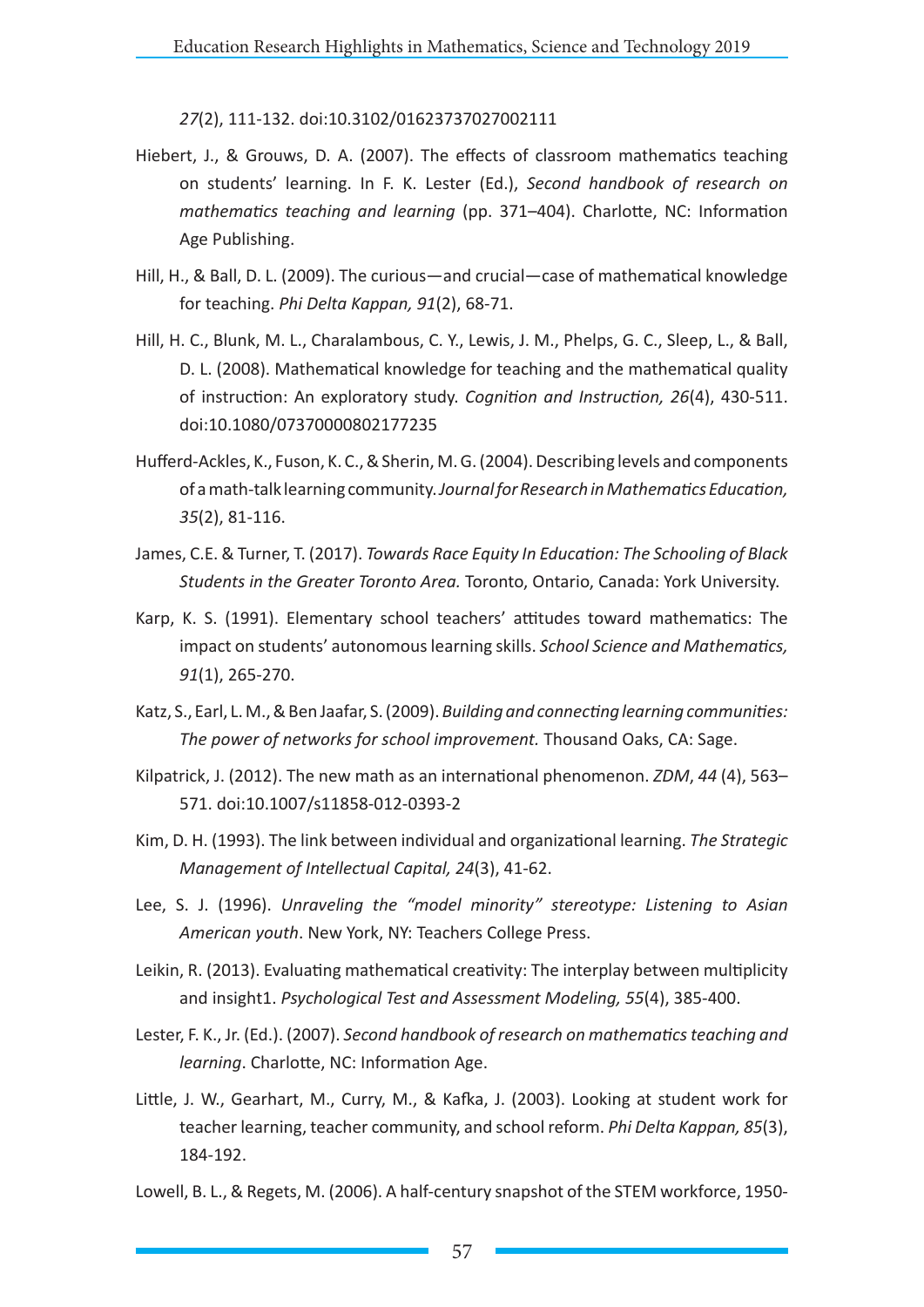*27*(2), 111-132. doi:10.3102/01623737027002111

Hiebert, J., & Grouws, D. A. (2007). The effects of classroom mathematics teaching on students' learning. In F. K. Lester (Ed.), *Second handbook of research on mathematics teaching and learning* (pp. 371–404). Charlotte, NC: Information Age Publishing.

Hill, H., & Ball, D. L. (2009). The curious—and crucial—case of mathematical knowledge for teaching. *Phi Delta Kappan, 91*(2), 68-71.

Hill, H. C., Blunk, M. L., Charalambous, C. Y., Lewis, J. M., Phelps, G. C., Sleep, L., & Ball, D. L. (2008). Mathematical knowledge for teaching and the mathematical quality of instruction: An exploratory study. *Cognition and Instruction, 26*(4), 430-511. doi:10.1080/07370000802177235

Hufferd-Ackles, K., Fuson, K. C., & Sherin, M. G. (2004). Describing levels and components of a math-talk learning community. *Journal for Research in Mathematics Education, 35*(2), 81-116.

James, C.E. & Turner, T. (2017). *Towards Race Equity In Education: The Schooling of Black Students in the Greater Toronto Area.* Toronto, Ontario, Canada: York University.

Karp, K. S. (1991). Elementary school teachers' attitudes toward mathematics: The impact on students' autonomous learning skills. *School Science and Mathematics, 91*(1), 265-270.

Katz, S., Earl, L. M., & Ben Jaafar, S. (2009). *Building and connecting learning communities: The power of networks for school improvement.* Thousand Oaks, CA: Sage.

Kilpatrick, J. (2012). The new math as an international phenomenon. *ZDM*, *44* (4), 563–571. doi:10.1007/s11858-012-0393-2

Kim, D. H. (1993). The link between individual and organizational learning. *The Strategic Management of Intellectual Capital, 24*(3), 41-62.

Lee, S. J. (1996). *Unraveling the "model minority" stereotype: Listening to Asian American youth*. New York, NY: Teachers College Press.

Leikin, R. (2013). Evaluating mathematical creativity: The interplay between multiplicity and insight1. *Psychological Test and Assessment Modeling, 55*(4), 385-400.

Lester, F. K., Jr. (Ed.). (2007). *Second handbook of research on mathematics teaching and learning*. Charlotte, NC: Information Age.

Little, J. W., Gearhart, M., Curry, M., & Kafka, J. (2003). Looking at student work for teacher learning, teacher community, and school reform. *Phi Delta Kappan, 85*(3), 184-192.

Lowell, B. L., & Regets, M. (2006). A half-century snapshot of the STEM workforce, 1950-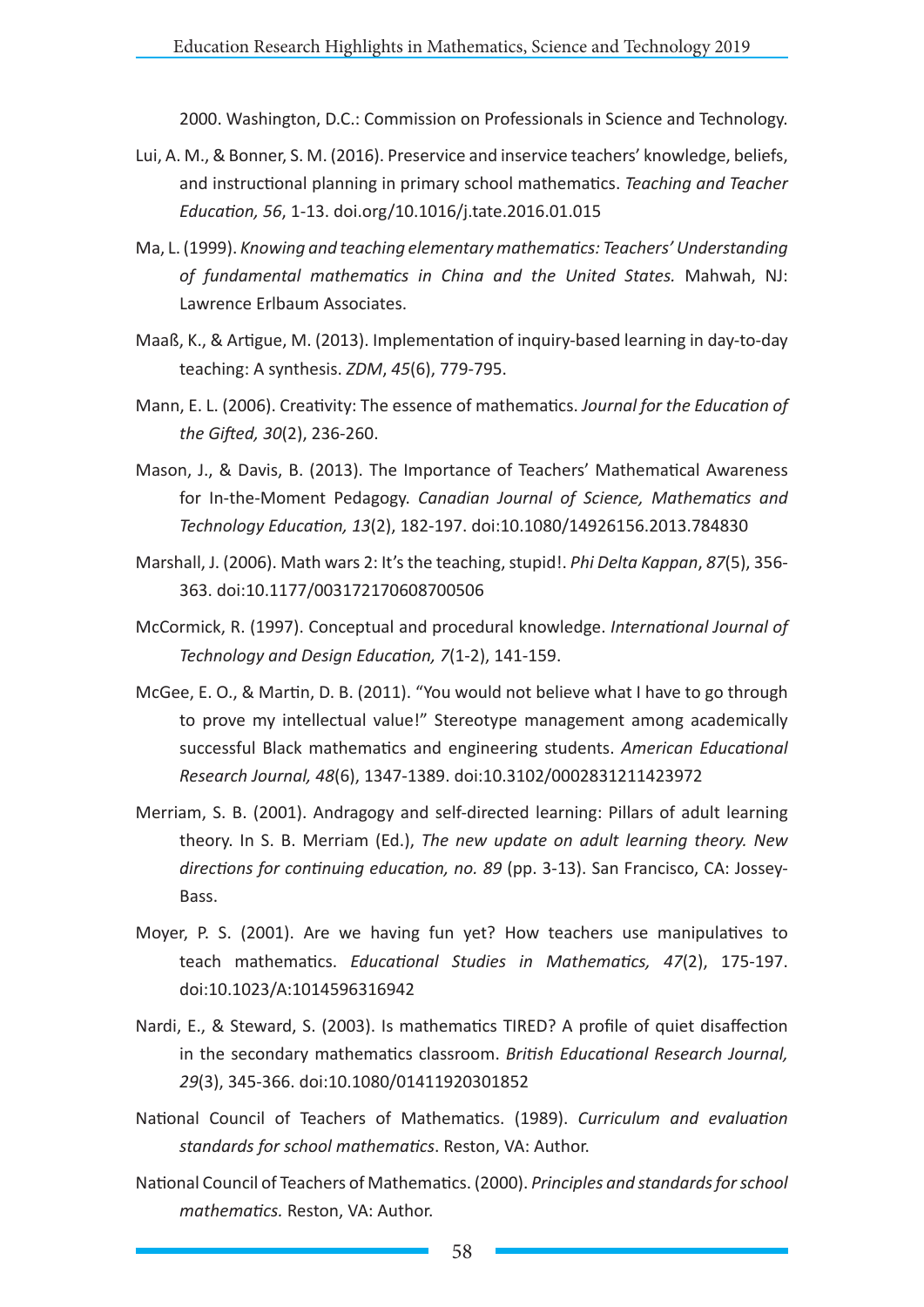2000. Washington, D.C.: Commission on Professionals in Science and Technology.

Lui, A. M., & Bonner, S. M. (2016). Preservice and inservice teachers' knowledge, beliefs, and instructional planning in primary school mathematics. *Teaching and Teacher Education, 56*, 1-13. doi.org/10.1016/j.tate.2016.01.015

Ma, L. (1999). *Knowing and teaching elementary mathematics: Teachers' Understanding of fundamental mathematics in China and the United States.* Mahwah, NJ: Lawrence Erlbaum Associates.

Maaß, K., & Artigue, M. (2013). Implementation of inquiry-based learning in day-to-day teaching: A synthesis. *ZDM*, *45*(6), 779-795.

Mann, E. L. (2006). Creativity: The essence of mathematics. *Journal for the Education of the Gifted, 30*(2), 236-260.

Mason, J., & Davis, B. (2013). The Importance of Teachers' Mathematical Awareness for In-the-Moment Pedagogy. *Canadian Journal of Science, Mathematics and Technology Education, 13*(2), 182-197. doi:10.1080/14926156.2013.784830

Marshall, J. (2006). Math wars 2: It's the teaching, stupid!. *Phi Delta Kappan*, *87*(5), 356-363. doi:10.1177/003172170608700506

McCormick, R. (1997). Conceptual and procedural knowledge. *International Journal of Technology and Design Education, 7*(1-2), 141-159.

McGee, E. O., & Martin, D. B. (2011). "You would not believe what I have to go through to prove my intellectual value!" Stereotype management among academically successful Black mathematics and engineering students. *American Educational Research Journal, 48*(6), 1347-1389. doi:10.3102/0002831211423972

Merriam, S. B. (2001). Andragogy and self-directed learning: Pillars of adult learning theory. In S. B. Merriam (Ed.), *The new update on adult learning theory. New directions for continuing education, no. 89* (pp. 3-13). San Francisco, CA: Jossey-Bass.

Moyer, P. S. (2001). Are we having fun yet? How teachers use manipulatives to teach mathematics. *Educational Studies in Mathematics, 47*(2), 175-197. doi:10.1023/A:1014596316942

Nardi, E., & Steward, S. (2003). Is mathematics TIRED? A profile of quiet disaffection in the secondary mathematics classroom. *British Educational Research Journal, 29*(3), 345-366. doi:10.1080/01411920301852

National Council of Teachers of Mathematics. (1989). *Curriculum and evaluation standards for school mathematics*. Reston, VA: Author.

National Council of Teachers of Mathematics. (2000). *Principles and standards for school mathematics.* Reston, VA: Author.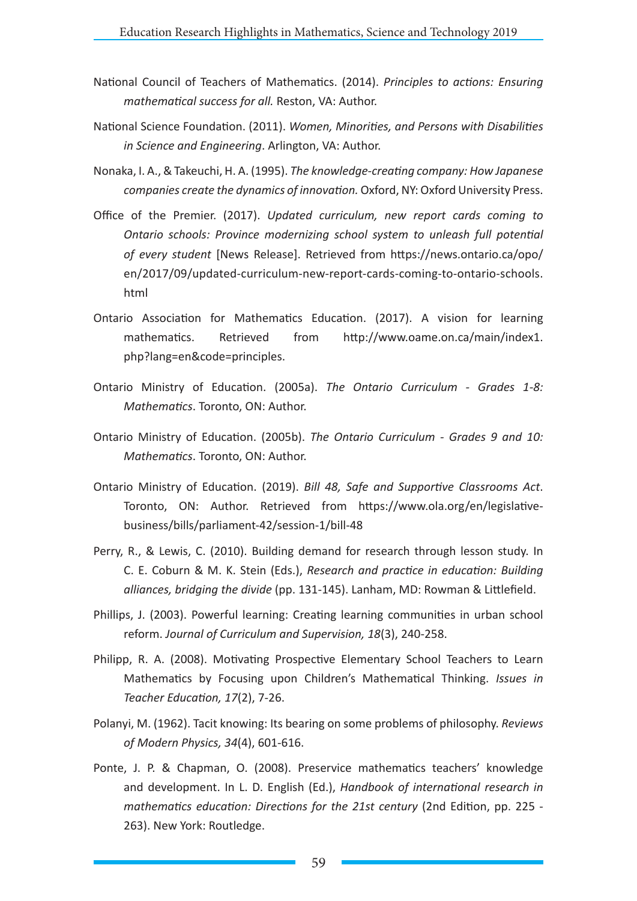National Council of Teachers of Mathematics. (2014). *Principles to actions: Ensuring mathematical success for all.* Reston, VA: Author.

National Science Foundation. (2011). *Women, Minorities, and Persons with Disabilities in Science and Engineering*. Arlington, VA: Author.

Nonaka, I. A., & Takeuchi, H. A. (1995). *The knowledge-creating company: How Japanese companies create the dynamics of innovation.* Oxford, NY: Oxford University Press.

Office of the Premier. (2017). *Updated curriculum, new report cards coming to Ontario schools: Province modernizing school system to unleash full potential of every student* [News Release]. Retrieved from https://news.ontario.ca/opo/en/2017/09/updated-curriculum-new-report-cards-coming-to-ontario-schools.html

Ontario Association for Mathematics Education. (2017). A vision for learning mathematics. Retrieved from http://www.oame.on.ca/main/index1.php?lang=en&code=principles.

Ontario Ministry of Education. (2005a). *The Ontario Curriculum - Grades 1-8: Mathematics*. Toronto, ON: Author.

Ontario Ministry of Education. (2005b). *The Ontario Curriculum - Grades 9 and 10: Mathematics*. Toronto, ON: Author.

Ontario Ministry of Education. (2019). *Bill 48, Safe and Supportive Classrooms Act*. Toronto, ON: Author. Retrieved from https://www.ola.org/en/legislative-business/bills/parliament-42/session-1/bill-48

Perry, R., & Lewis, C. (2010). Building demand for research through lesson study. In C. E. Coburn & M. K. Stein (Eds.), *Research and practice in education: Building alliances, bridging the divide* (pp. 131-145). Lanham, MD: Rowman & Littlefield.

Phillips, J. (2003). Powerful learning: Creating learning communities in urban school reform. *Journal of Curriculum and Supervision, 18*(3), 240-258.

Philipp, R. A. (2008). Motivating Prospective Elementary School Teachers to Learn Mathematics by Focusing upon Children's Mathematical Thinking. *Issues in Teacher Education, 17*(2), 7-26.

Polanyi, M. (1962). Tacit knowing: Its bearing on some problems of philosophy. *Reviews of Modern Physics, 34*(4), 601-616.

Ponte, J. P. & Chapman, O. (2008). Preservice mathematics teachers' knowledge and development. In L. D. English (Ed.), *Handbook of international research in mathematics education: Directions for the 21st century* (2nd Edition, pp. 225 - 263). New York: Routledge.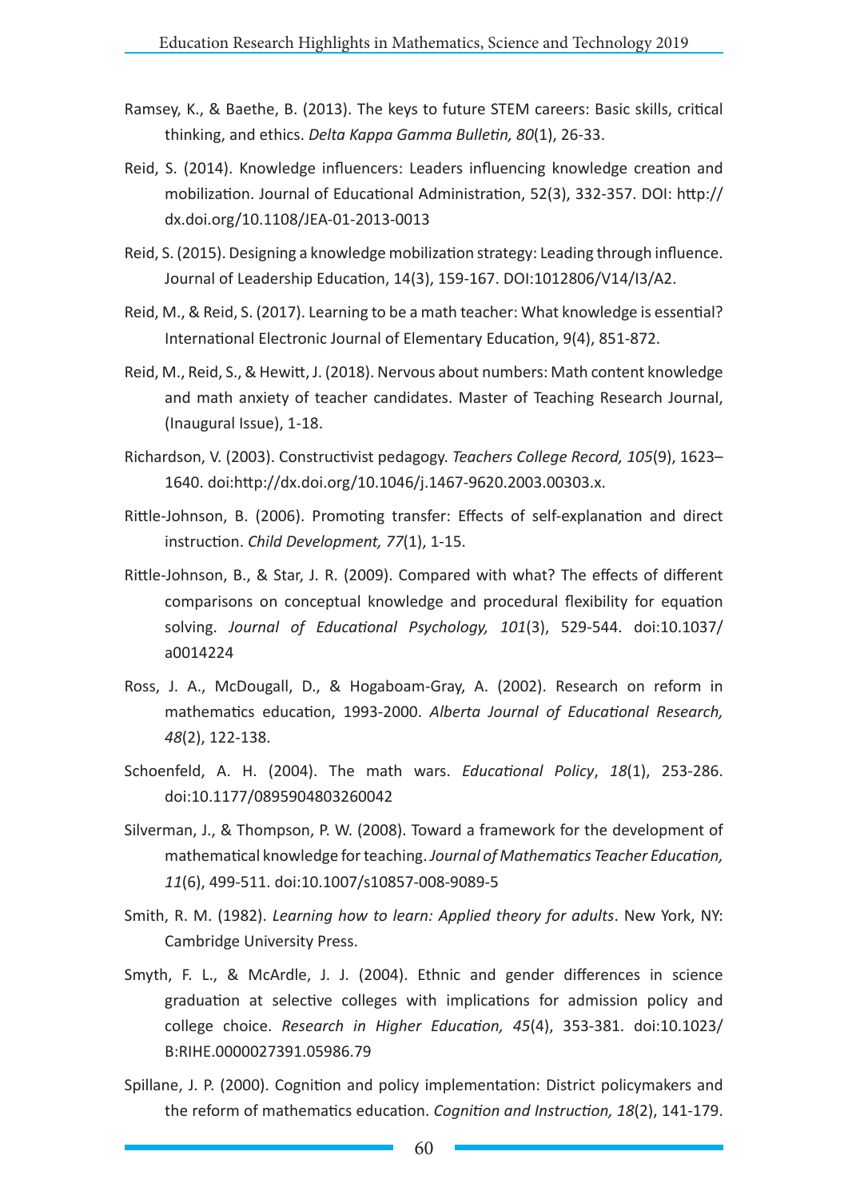Ramsey, K., & Baethe, B. (2013). The keys to future STEM careers: Basic skills, critical thinking, and ethics. *Delta Kappa Gamma Bulletin, 80*(1), 26-33.

Reid, S. (2014). Knowledge influencers: Leaders influencing knowledge creation and mobilization. Journal of Educational Administration, 52(3), 332-357. DOI: http://dx.doi.org/10.1108/JEA-01-2013-0013

Reid, S. (2015). Designing a knowledge mobilization strategy: Leading through influence. Journal of Leadership Education, 14(3), 159-167. DOI:1012806/V14/I3/A2.

Reid, M., & Reid, S. (2017). Learning to be a math teacher: What knowledge is essential? International Electronic Journal of Elementary Education, 9(4), 851-872.

Reid, M., Reid, S., & Hewitt, J. (2018). Nervous about numbers: Math content knowledge and math anxiety of teacher candidates. Master of Teaching Research Journal, (Inaugural Issue), 1-18.

Richardson, V. (2003). Constructivist pedagogy. *Teachers College Record, 105*(9), 1623–1640. doi:http://dx.doi.org/10.1046/j.1467-9620.2003.00303.x.

Rittle-Johnson, B. (2006). Promoting transfer: Effects of self-explanation and direct instruction. *Child Development, 77*(1), 1-15.

Rittle-Johnson, B., & Star, J. R. (2009). Compared with what? The effects of different comparisons on conceptual knowledge and procedural flexibility for equation solving. *Journal of Educational Psychology, 101*(3), 529-544. doi:10.1037/a0014224

Ross, J. A., McDougall, D., & Hogaboam-Gray, A. (2002). Research on reform in mathematics education, 1993-2000. *Alberta Journal of Educational Research, 48*(2), 122-138.

Schoenfeld, A. H. (2004). The math wars. *Educational Policy*, *18*(1), 253-286. doi:10.1177/0895904803260042

Silverman, J., & Thompson, P. W. (2008). Toward a framework for the development of mathematical knowledge for teaching. *Journal of Mathematics Teacher Education, 11*(6), 499-511. doi:10.1007/s10857-008-9089-5

Smith, R. M. (1982). *Learning how to learn: Applied theory for adults*. New York, NY: Cambridge University Press.

Smyth, F. L., & McArdle, J. J. (2004). Ethnic and gender differences in science graduation at selective colleges with implications for admission policy and college choice. *Research in Higher Education, 45*(4), 353-381. doi:10.1023/B:RIHE.0000027391.05986.79

Spillane, J. P. (2000). Cognition and policy implementation: District policymakers and the reform of mathematics education. *Cognition and Instruction, 18*(2), 141-179.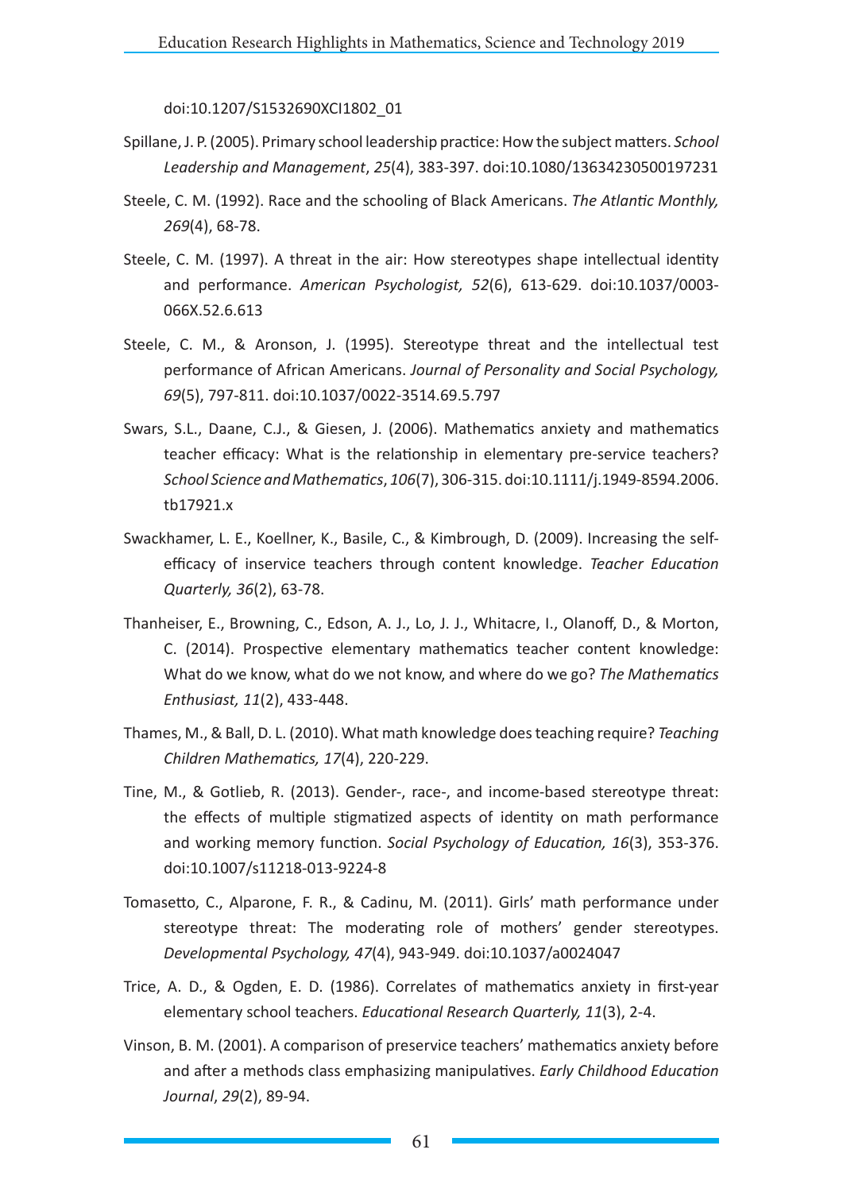doi:10.1207/S1532690XCI1802_01

Spillane, J. P. (2005). Primary school leadership practice: How the subject matters. *School Leadership and Management*, *25*(4), 383-397. doi:10.1080/13634230500197231

Steele, C. M. (1992). Race and the schooling of Black Americans. *The Atlantic Monthly, 269*(4), 68-78.

Steele, C. M. (1997). A threat in the air: How stereotypes shape intellectual identity and performance. *American Psychologist, 52*(6), 613-629. doi:10.1037/0003-066X.52.6.613

Steele, C. M., & Aronson, J. (1995). Stereotype threat and the intellectual test performance of African Americans. *Journal of Personality and Social Psychology, 69*(5), 797-811. doi:10.1037/0022-3514.69.5.797

Swars, S.L., Daane, C.J., & Giesen, J. (2006). Mathematics anxiety and mathematics teacher efficacy: What is the relationship in elementary pre-service teachers? *School Science and Mathematics*, *106*(7), 306-315. doi:10.1111/j.1949-8594.2006.tb17921.x

Swackhamer, L. E., Koellner, K., Basile, C., & Kimbrough, D. (2009). Increasing the self-efficacy of inservice teachers through content knowledge. *Teacher Education Quarterly, 36*(2), 63-78.

Thanheiser, E., Browning, C., Edson, A. J., Lo, J. J., Whitacre, I., Olanoff, D., & Morton, C. (2014). Prospective elementary mathematics teacher content knowledge: What do we know, what do we not know, and where do we go? *The Mathematics Enthusiast, 11*(2), 433-448.

Thames, M., & Ball, D. L. (2010). What math knowledge does teaching require? *Teaching Children Mathematics, 17*(4), 220-229.

Tine, M., & Gotlieb, R. (2013). Gender-, race-, and income-based stereotype threat: the effects of multiple stigmatized aspects of identity on math performance and working memory function. *Social Psychology of Education, 16*(3), 353-376. doi:10.1007/s11218-013-9224-8

Tomasetto, C., Alparone, F. R., & Cadinu, M. (2011). Girls' math performance under stereotype threat: The moderating role of mothers' gender stereotypes. *Developmental Psychology, 47*(4), 943-949. doi:10.1037/a0024047

Trice, A. D., & Ogden, E. D. (1986). Correlates of mathematics anxiety in first-year elementary school teachers. *Educational Research Quarterly, 11*(3), 2-4.

Vinson, B. M. (2001). A comparison of preservice teachers' mathematics anxiety before and after a methods class emphasizing manipulatives. *Early Childhood Education Journal*, *29*(2), 89-94.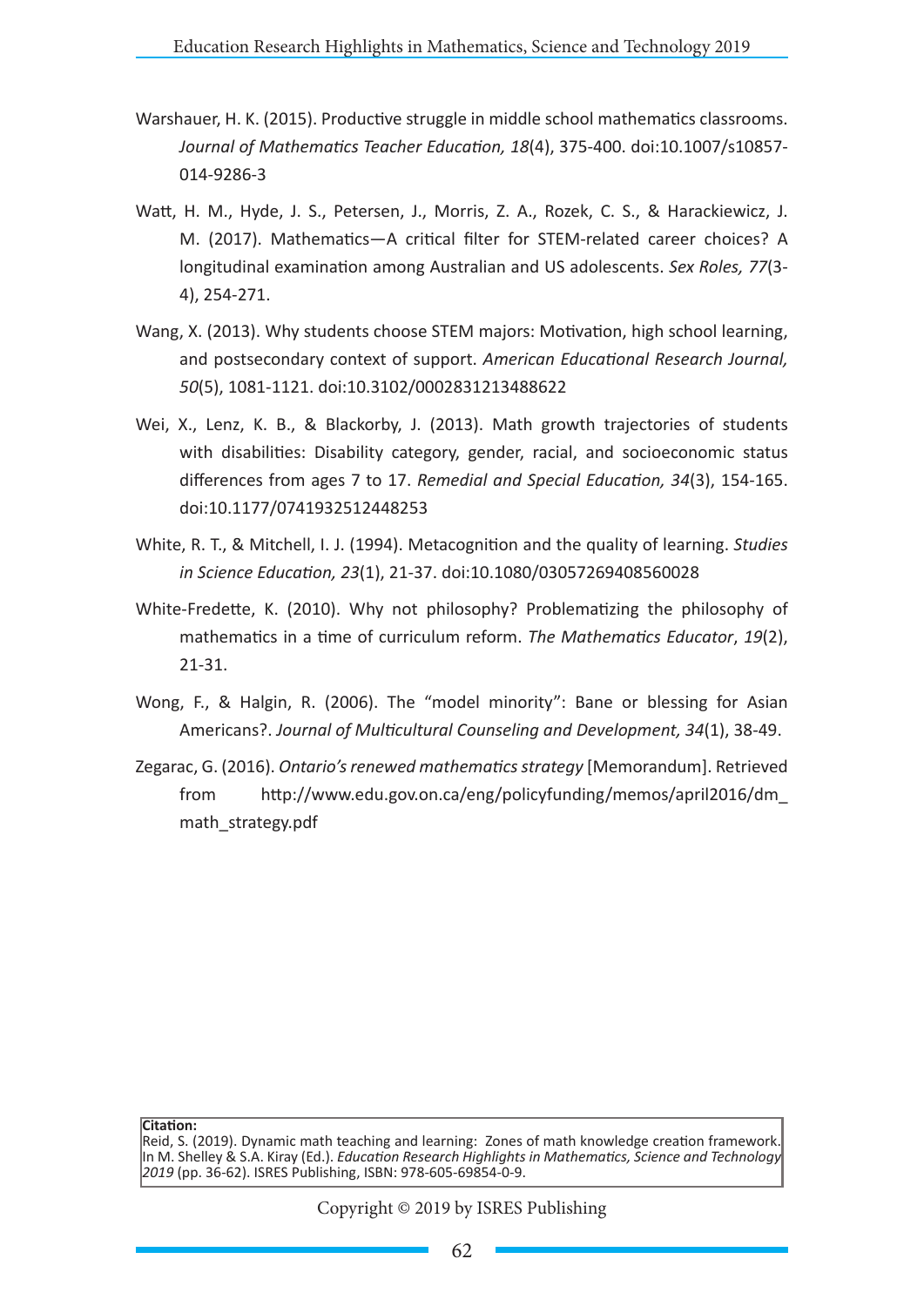Warshauer, H. K. (2015). Productive struggle in middle school mathematics classrooms. *Journal of Mathematics Teacher Education, 18*(4), 375-400. doi:10.1007/s10857-014-9286-3

Watt, H. M., Hyde, J. S., Petersen, J., Morris, Z. A., Rozek, C. S., & Harackiewicz, J. M. (2017). Mathematics—A critical filter for STEM-related career choices? A longitudinal examination among Australian and US adolescents. *Sex Roles, 77*(3-4), 254-271.

Wang, X. (2013). Why students choose STEM majors: Motivation, high school learning, and postsecondary context of support. *American Educational Research Journal, 50*(5), 1081-1121. doi:10.3102/0002831213488622

Wei, X., Lenz, K. B., & Blackorby, J. (2013). Math growth trajectories of students with disabilities: Disability category, gender, racial, and socioeconomic status differences from ages 7 to 17. *Remedial and Special Education, 34*(3), 154-165. doi:10.1177/0741932512448253

White, R. T., & Mitchell, I. J. (1994). Metacognition and the quality of learning. *Studies in Science Education, 23*(1), 21-37. doi:10.1080/03057269408560028

White-Fredette, K. (2010). Why not philosophy? Problematizing the philosophy of mathematics in a time of curriculum reform. *The Mathematics Educator*, *19*(2), 21-31.

Wong, F., & Halgin, R. (2006). The "model minority": Bane or blessing for Asian Americans?. *Journal of Multicultural Counseling and Development, 34*(1), 38-49.

Zegarac, G. (2016). *Ontario's renewed mathematics strategy* [Memorandum]. Retrieved from http://www.edu.gov.on.ca/eng/policyfunding/memos/april2016/dm_math_strategy.pdf

**Citation:**
Reid, S. (2019). Dynamic math teaching and learning: Zones of math knowledge creation framework. In M. Shelley & S.A. Kiray (Ed.). *Education Research Highlights in Mathematics, Science and Technology 2019* (pp. 36-62). ISRES Publishing, ISBN: 978-605-69854-0-9.

Copyright © 2019 by ISRES Publishing